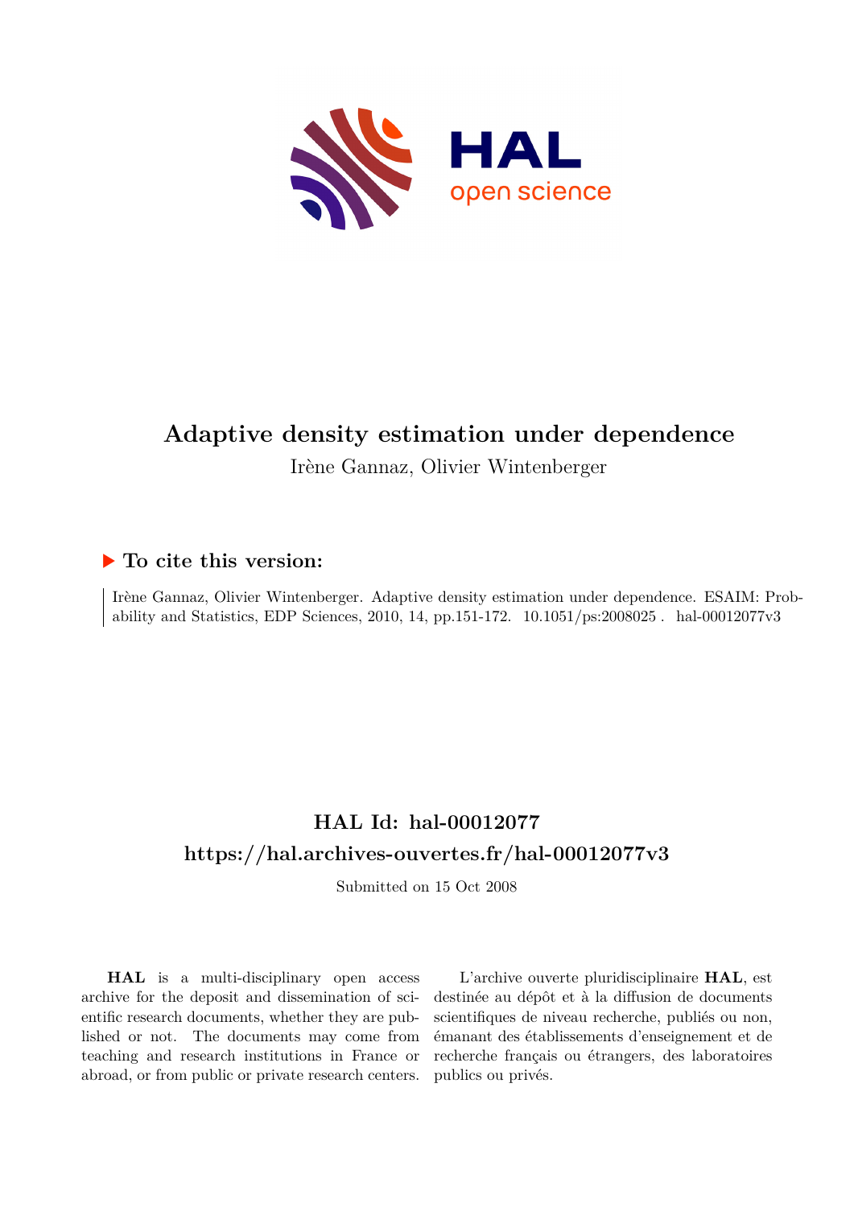# Adaptive density estimation under dependence

Irène Gannaz, Olivier Wintenberger

## ▶ To cite this version:

Irène Gannaz, Olivier Wintenberger. Adaptive density estimation under dependence. ESAIM: Probability and Statistics, EDP Sciences, 2010, 14, pp.151-172. 10.1051/ps:2008025 . hal-00012077v3

## HAL Id: hal-00012077

## https://hal.archives-ouvertes.fr/hal-00012077v3

Submitted on 15 Oct 2008

**HAL** is a multi-disciplinary open access archive for the deposit and dissemination of scientific research documents, whether they are published or not. The documents may come from teaching and research institutions in France or abroad, or from public or private research centers.

L'archive ouverte pluridisciplinaire **HAL**, est destinée au dépôt et à la diffusion de documents scientifiques de niveau recherche, publiés ou non, émanant des établissements d'enseignement et de recherche français ou étrangers, des laboratoires publics ou privés.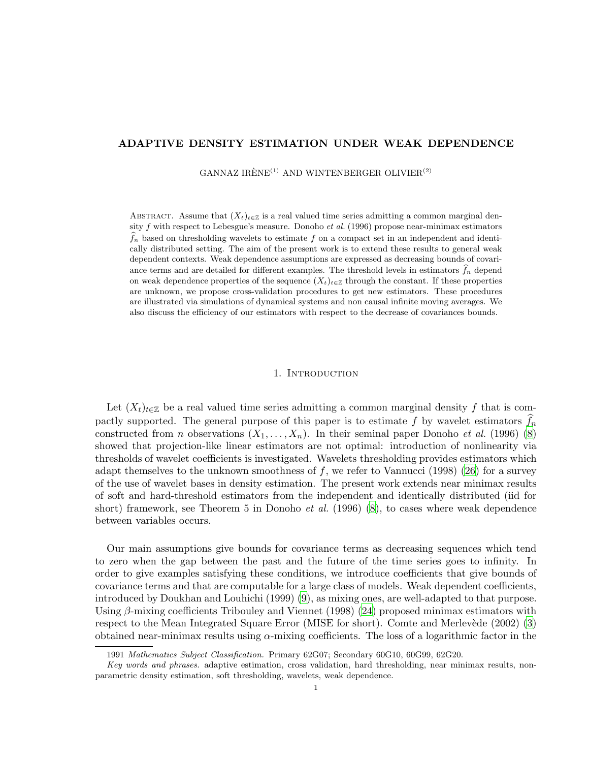# ADAPTIVE DENSITY ESTIMATION UNDER WEAK DEPENDENCE

GANNAZ IRÈNE[(1)] AND WINTENBERGER OLIVIER[(2)]

Abstract. Assume that $(X_t)_{t\in\mathbb{Z}}$ is a real valued time series admitting a common marginal density $f$ with respect to Lebesgue's measure. Donoho *et al.* (1996) propose near-minimax estimators $\widehat{f}_n$ based on thresholding wavelets to estimate $f$ on a compact set in an independent and identically distributed setting. The aim of the present work is to extend these results to general weak dependent contexts. Weak dependence assumptions are expressed as decreasing bounds of covariance terms and are detailed for different examples. The threshold levels in estimators $\widehat{f}_n$ depend on weak dependence properties of the sequence $(X_t)_{t\in\mathbb{Z}}$ through the constant. If these properties are unknown, we propose cross-validation procedures to get new estimators. These procedures are illustrated via simulations of dynamical systems and non causal infinite moving averages. We also discuss the efficiency of our estimators with respect to the decrease of covariances bounds.

## 1. Introduction

Let $(X_t)_{t\in\mathbb{Z}}$ be a real valued time series admitting a common marginal density $f$ that is compactly supported. The general purpose of this paper is to estimate $f$ by wavelet estimators $\widehat{f}_n$ constructed from $n$ observations $(X_1,\ldots,X_n)$. In their seminal paper Donoho *et al.* (1996) (8) showed that projection-like linear estimators are not optimal: introduction of nonlinearity via thresholds of wavelet coefficients is investigated. Wavelets thresholding provides estimators which adapt themselves to the unknown smoothness of $f$, we refer to Vannucci (1998) (26) for a survey of the use of wavelet bases in density estimation. The present work extends near minimax results of soft and hard-threshold estimators from the independent and identically distributed (iid for short) framework, see Theorem 5 in Donoho *et al.* (1996) (8), to cases where weak dependence between variables occurs.

Our main assumptions give bounds for covariance terms as decreasing sequences which tend to zero when the gap between the past and the future of the time series goes to infinity. In order to give examples satisfying these conditions, we introduce coefficients that give bounds of covariance terms and that are computable for a large class of models. Weak dependent coefficients, introduced by Doukhan and Louhichi (1999) (9), as mixing ones, are well-adapted to that purpose. Using $\beta$-mixing coefficients Tribouley and Viennet (1998) (24) proposed minimax estimators with respect to the Mean Integrated Square Error (MISE for short). Comte and Merlevède (2002) (3) obtained near-minimax results using $\alpha$-mixing coefficients. The loss of a logarithmic factor in the

1991 *Mathematics Subject Classification.* Primary 62G07; Secondary 60G10, 60G99, 62G20.

*Key words and phrases.* adaptive estimation, cross validation, hard thresholding, near minimax results, nonparametric density estimation, soft thresholding, wavelets, weak dependence.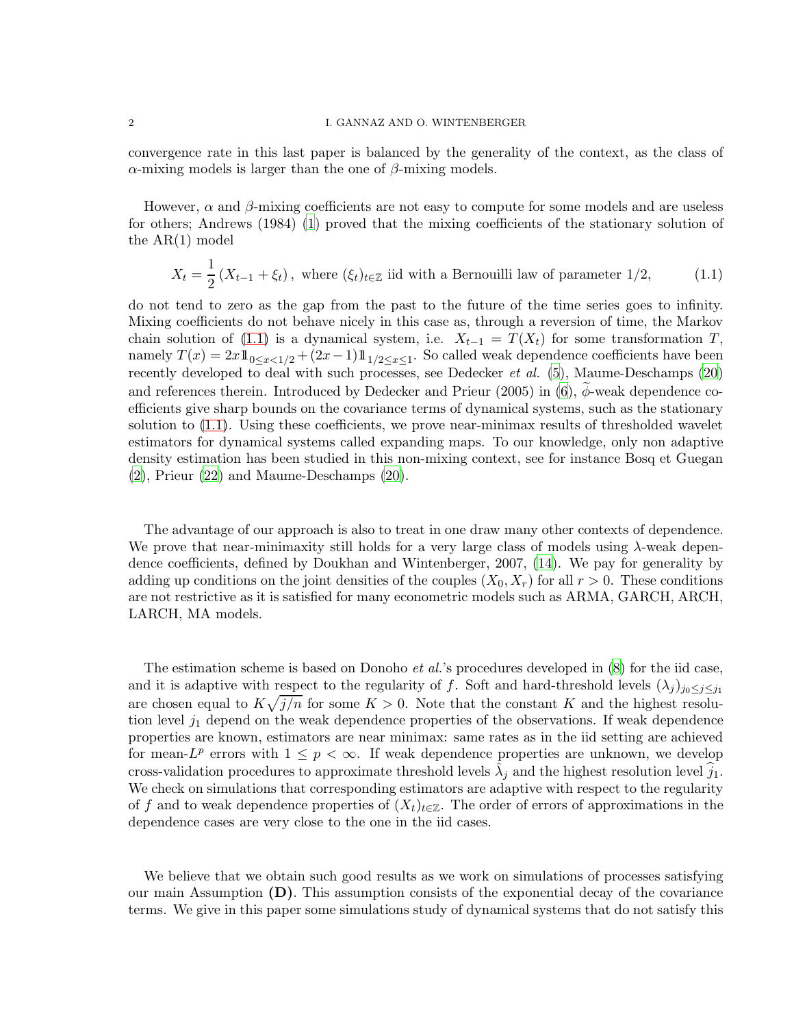convergence rate in this last paper is balanced by the generality of the context, as the class of $\alpha$-mixing models is larger than the one of $\beta$-mixing models.

However, $\alpha$ and $\beta$-mixing coefficients are not easy to compute for some models and are useless for others; Andrews (1984) (1) proved that the mixing coefficients of the stationary solution of the AR(1) model

$$X_t = \frac{1}{2}\left(X_{t-1} + \xi_t\right), \text{ where } (\xi_t)_{t\in\mathbb{Z}} \text{ iid with a Bernouilli law of parameter } 1/2, \tag{1.1}$$

do not tend to zero as the gap from the past to the future of the time series goes to infinity. Mixing coefficients do not behave nicely in this case as, through a reversion of time, the Markov chain solution of (1.1) is a dynamical system, i.e. $X_{t-1} = T(X_t)$ for some transformation $T$, namely $T(x) = 2x\mathbb{1}_{0\le x<1/2} + (2x-1)\mathbb{1}_{1/2\le x\le 1}$. So called weak dependence coefficients have been recently developed to deal with such processes, see Dedecker *et al.* (5), Maume-Deschamps (20) and references therein. Introduced by Dedecker and Prieur (2005) in (6), $\widetilde{\phi}$-weak dependence coefficients give sharp bounds on the covariance terms of dynamical systems, such as the stationary solution to (1.1). Using these coefficients, we prove near-minimax results of thresholded wavelet estimators for dynamical systems called expanding maps. To our knowledge, only non adaptive density estimation has been studied in this non-mixing context, see for instance Bosq et Guegan (2), Prieur (22) and Maume-Deschamps (20).

The advantage of our approach is also to treat in one draw many other contexts of dependence. We prove that near-minimaxity still holds for a very large class of models using $\lambda$-weak dependence coefficients, defined by Doukhan and Wintenberger, 2007, (14). We pay for generality by adding up conditions on the joint densities of the couples $(X_0, X_r)$ for all $r > 0$. These conditions are not restrictive as it is satisfied for many econometric models such as ARMA, GARCH, ARCH, LARCH, MA models.

The estimation scheme is based on Donoho *et al.*'s procedures developed in (8) for the iid case, and it is adaptive with respect to the regularity of $f$. Soft and hard-threshold levels $(\lambda_j)_{j_0\le j\le j_1}$ are chosen equal to $K\sqrt{j/n}$ for some $K > 0$. Note that the constant $K$ and the highest resolution level $j_1$ depend on the weak dependence properties of the observations. If weak dependence properties are known, estimators are near minimax: same rates as in the iid setting are achieved for mean-$L^p$ errors with $1 \le p < \infty$. If weak dependence properties are unknown, we develop cross-validation procedures to approximate threshold levels $\hat{\lambda}_j$ and the highest resolution level $\widehat{j}_1$. We check on simulations that corresponding estimators are adaptive with respect to the regularity of $f$ and to weak dependence properties of $(X_t)_{t\in\mathbb{Z}}$. The order of errors of approximations in the dependence cases are very close to the one in the iid cases.

We believe that we obtain such good results as we work on simulations of processes satisfying our main Assumption **(D)**. This assumption consists of the exponential decay of the covariance terms. We give in this paper some simulations study of dynamical systems that do not satisfy this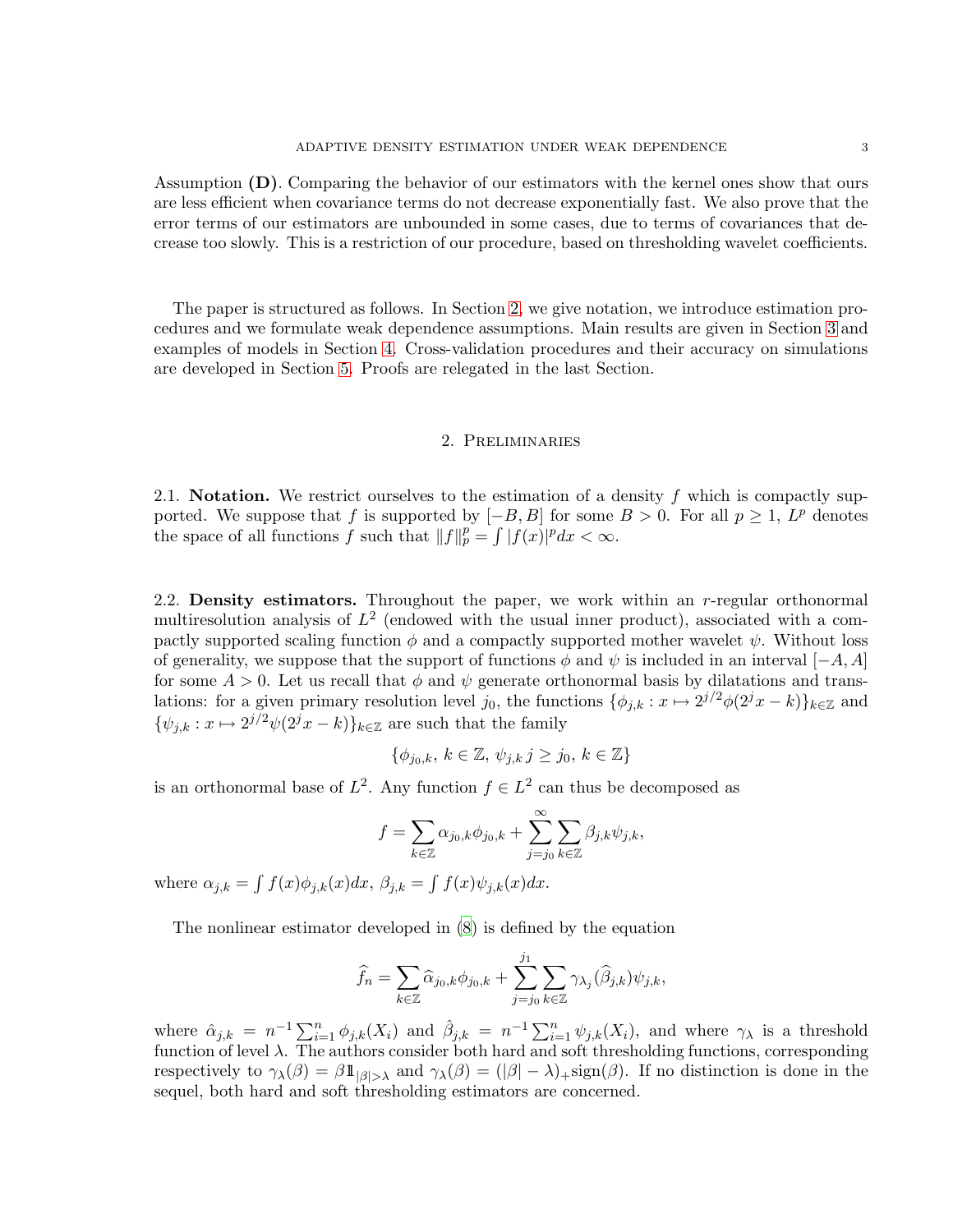Assumption **(D)**. Comparing the behavior of our estimators with the kernel ones show that ours are less efficient when covariance terms do not decrease exponentially fast. We also prove that the error terms of our estimators are unbounded in some cases, due to terms of covariances that decrease too slowly. This is a restriction of our procedure, based on thresholding wavelet coefficients.

The paper is structured as follows. In Section 2, we give notation, we introduce estimation procedures and we formulate weak dependence assumptions. Main results are given in Section 3 and examples of models in Section 4. Cross-validation procedures and their accuracy on simulations are developed in Section 5. Proofs are relegated in the last Section.

## 2. Preliminaries

**2.1. Notation.** We restrict ourselves to the estimation of a density $f$ which is compactly supported. We suppose that $f$ is supported by $[-B, B]$ for some $B > 0$. For all $p \geq 1$, $L^p$ denotes the space of all functions $f$ such that $\|f\|_p^p = \int |f(x)|^p dx < \infty$.

**2.2. Density estimators.** Throughout the paper, we work within an $r$-regular orthonormal multiresolution analysis of $L^2$ (endowed with the usual inner product), associated with a compactly supported scaling function $\phi$ and a compactly supported mother wavelet $\psi$. Without loss of generality, we suppose that the support of functions $\phi$ and $\psi$ is included in an interval $[-A, A]$ for some $A > 0$. Let us recall that $\phi$ and $\psi$ generate orthonormal basis by dilatations and translations: for a given primary resolution level $j_0$, the functions $\{\phi_{j,k} : x \mapsto 2^{j/2}\phi(2^j x - k)\}_{k\in\mathbb{Z}}$ and $\{\psi_{j,k} : x \mapsto 2^{j/2}\psi(2^j x - k)\}_{k\in\mathbb{Z}}$ are such that the family

$$\{\phi_{j_0,k},\, k \in \mathbb{Z},\, \psi_{j,k}\, j \geq j_0,\, k \in \mathbb{Z}\}$$

is an orthonormal base of $L^2$. Any function $f \in L^2$ can thus be decomposed as

$$f = \sum_{k\in\mathbb{Z}} \alpha_{j_0,k}\phi_{j_0,k} + \sum_{j=j_0}^{\infty}\sum_{k\in\mathbb{Z}} \beta_{j,k}\psi_{j,k},$$

where $\alpha_{j,k} = \int f(x)\phi_{j,k}(x)dx$, $\beta_{j,k} = \int f(x)\psi_{j,k}(x)dx$.

The nonlinear estimator developed in (8) is defined by the equation

$$\widehat{f}_n = \sum_{k\in\mathbb{Z}} \widehat{\alpha}_{j_0,k}\phi_{j_0,k} + \sum_{j=j_0}^{j_1}\sum_{k\in\mathbb{Z}} \gamma_{\lambda_j}(\widehat{\beta}_{j,k})\psi_{j,k},$$

where $\hat{\alpha}_{j,k} = n^{-1}\sum_{i=1}^n \phi_{j,k}(X_i)$ and $\hat{\beta}_{j,k} = n^{-1}\sum_{i=1}^n \psi_{j,k}(X_i)$, and where $\gamma_\lambda$ is a threshold function of level $\lambda$. The authors consider both hard and soft thresholding functions, corresponding respectively to $\gamma_\lambda(\beta) = \beta\mathbb{1}_{|\beta|>\lambda}$ and $\gamma_\lambda(\beta) = (|\beta| - \lambda)_+\text{sign}(\beta)$. If no distinction is done in the sequel, both hard and soft thresholding estimators are concerned.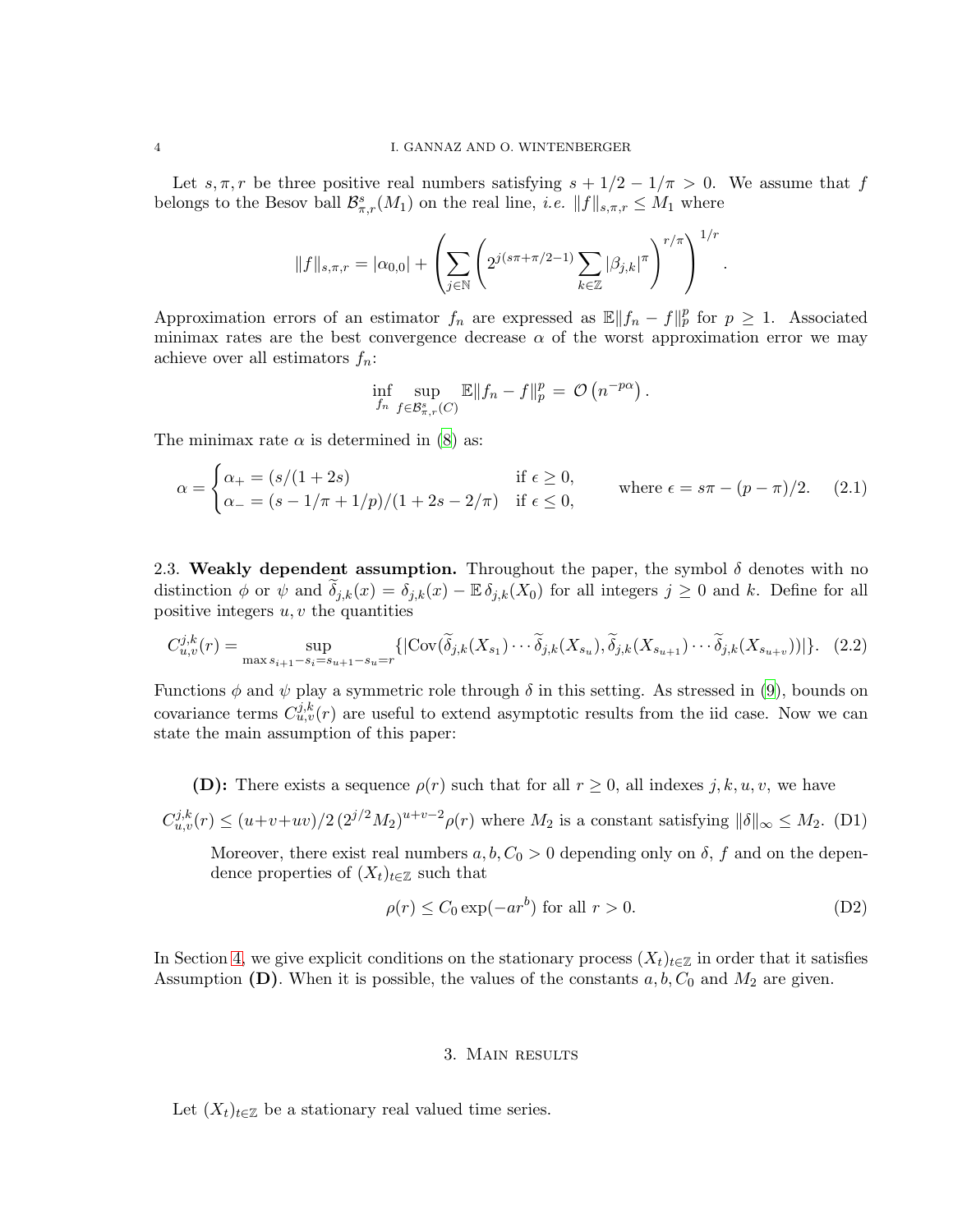Let $s, \pi, r$ be three positive real numbers satisfying $s + 1/2 - 1/\pi > 0$. We assume that $f$ belongs to the Besov ball $\mathcal{B}^s_{\pi,r}(M_1)$ on the real line, *i.e.* $\|f\|_{s,\pi,r} \leq M_1$ where

$$\|f\|_{s,\pi,r} = |\alpha_{0,0}| + \left( \sum_{j \in \mathbb{N}} \left( 2^{j(s\pi + \pi/2 - 1)} \sum_{k \in \mathbb{Z}} |\beta_{j,k}|^\pi \right)^{r/\pi} \right)^{1/r}.$$

Approximation errors of an estimator $f_n$ are expressed as $\mathbb{E}\|f_n - f\|_p^p$ for $p \geq 1$. Associated minimax rates are the best convergence decrease $\alpha$ of the worst approximation error we may achieve over all estimators $f_n$:

$$\inf_{f_n} \sup_{f \in \mathcal{B}^s_{\pi,r}(C)} \mathbb{E}\|f_n - f\|_p^p = \mathcal{O}\left(n^{-p\alpha}\right).$$

The minimax rate $\alpha$ is determined in ([8]) as:

$$\alpha = \begin{cases} \alpha_+ = (s/(1+2s)) & \text{if } \epsilon \geq 0, \\ \alpha_- = (s - 1/\pi + 1/p)/(1 + 2s - 2/\pi) & \text{if } \epsilon \leq 0, \end{cases} \qquad \text{where } \epsilon = s\pi - (p - \pi)/2. \quad (2.1)$$

2.3. **Weakly dependent assumption.** Throughout the paper, the symbol $\delta$ denotes with no distinction $\phi$ or $\psi$ and $\widetilde{\delta}_{j,k}(x) = \delta_{j,k}(x) - \mathbb{E}\,\delta_{j,k}(X_0)$ for all integers $j \geq 0$ and $k$. Define for all positive integers $u, v$ the quantities

$$C^{j,k}_{u,v}(r) = \sup_{\max s_{i+1} - s_i = s_{u+1} - s_u = r} \{|\mathrm{Cov}(\widetilde{\delta}_{j,k}(X_{s_1}) \cdots \widetilde{\delta}_{j,k}(X_{s_u}), \widetilde{\delta}_{j,k}(X_{s_{u+1}}) \cdots \widetilde{\delta}_{j,k}(X_{s_{u+v}}))|\}. \quad (2.2)$$

Functions $\phi$ and $\psi$ play a symmetric role through $\delta$ in this setting. As stressed in ([9]), bounds on covariance terms $C^{j,k}_{u,v}(r)$ are useful to extend asymptotic results from the iid case. Now we can state the main assumption of this paper:

**(D):** There exists a sequence $\rho(r)$ such that for all $r \geq 0$, all indexes $j, k, u, v$, we have

$$C^{j,k}_{u,v}(r) \leq (u+v+uv)/2\,(2^{j/2}M_2)^{u+v-2}\rho(r) \text{ where } M_2 \text{ is a constant satisfying } \|\delta\|_\infty \leq M_2. \quad \text{(D1)}$$

Moreover, there exist real numbers $a, b, C_0 > 0$ depending only on $\delta$, $f$ and on the dependence properties of $(X_t)_{t \in \mathbb{Z}}$ such that

$$\rho(r) \leq C_0 \exp(-ar^b) \text{ for all } r > 0. \quad \text{(D2)}$$

In Section 4, we give explicit conditions on the stationary process $(X_t)_{t \in \mathbb{Z}}$ in order that it satisfies Assumption **(D)**. When it is possible, the values of the constants $a, b, C_0$ and $M_2$ are given.

## 3. Main results

Let $(X_t)_{t \in \mathbb{Z}}$ be a stationary real valued time series.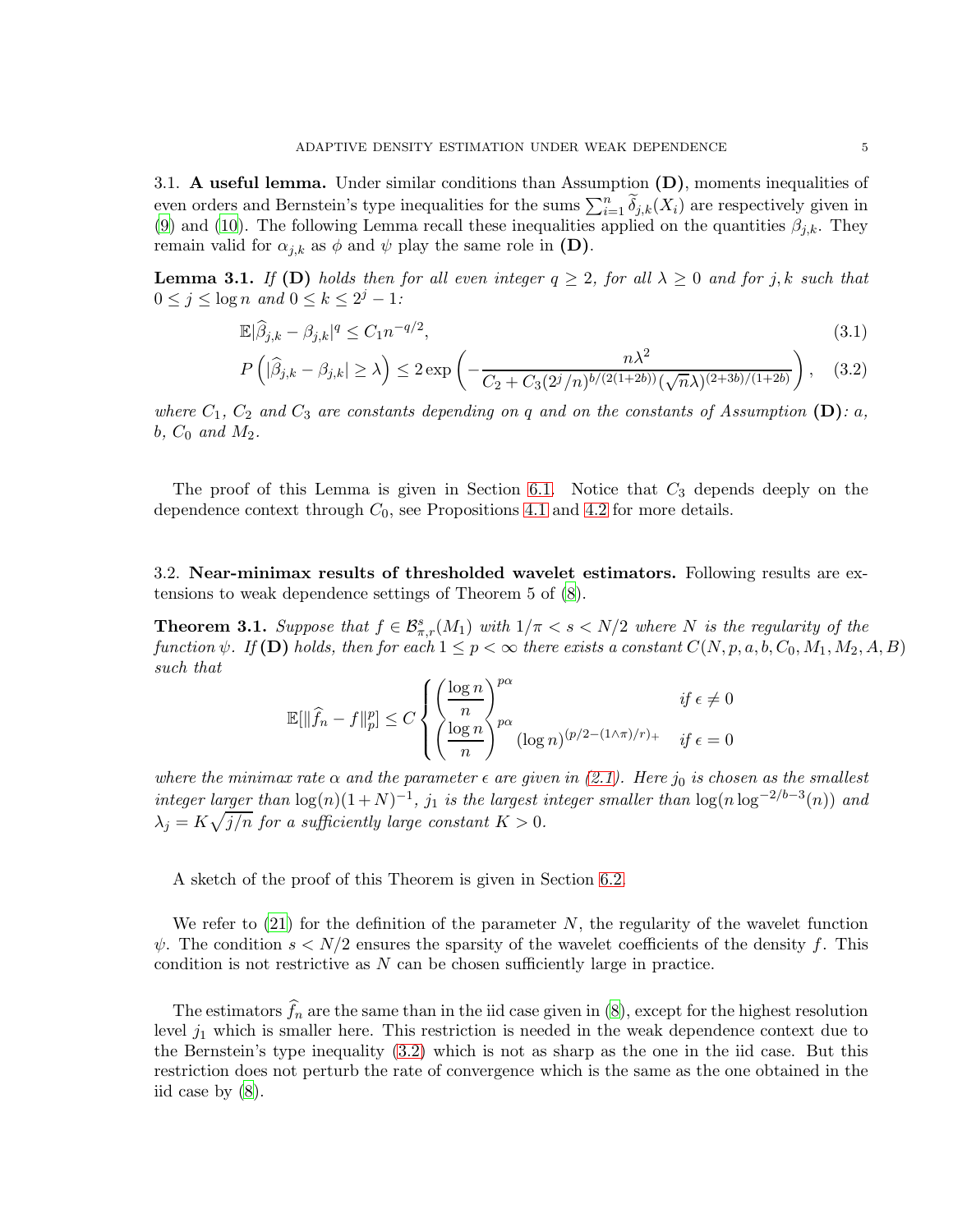### 3.1. **A useful lemma.**

Under similar conditions than Assumption **(D)**, moments inequalities of even orders and Bernstein's type inequalities for the sums $\sum_{i=1}^n \widetilde{\delta}_{j,k}(X_i)$ are respectively given in (9) and (10). The following Lemma recall these inequalities applied on the quantities $\beta_{j,k}$. They remain valid for $\alpha_{j,k}$ as $\phi$ and $\psi$ play the same role in **(D)**.

**Lemma 3.1.** *If* **(D)** *holds then for all even integer $q \geq 2$, for all $\lambda \geq 0$ and for $j, k$ such that $0 \leq j \leq \log n$ and $0 \leq k \leq 2^j - 1$:*

$$\mathbb{E}|\widehat{\beta}_{j,k} - \beta_{j,k}|^q \leq C_1 n^{-q/2}, \tag{3.1}$$

$$P\left(|\widehat{\beta}_{j,k} - \beta_{j,k}| \geq \lambda\right) \leq 2\exp\left(-\frac{n\lambda^2}{C_2 + C_3(2^j/n)^{b/(2(1+2b))}(\sqrt{n}\lambda)^{(2+3b)/(1+2b)}}\right), \tag{3.2}$$

*where $C_1$, $C_2$ and $C_3$ are constants depending on $q$ and on the constants of Assumption* **(D)***: $a$, $b$, $C_0$ and $M_2$.*

The proof of this Lemma is given in Section 6.1. Notice that $C_3$ depends deeply on the dependence context through $C_0$, see Propositions 4.1 and 4.2 for more details.

### 3.2. **Near-minimax results of thresholded wavelet estimators.**

Following results are extensions to weak dependence settings of Theorem 5 of (8).

**Theorem 3.1.** *Suppose that $f \in \mathcal{B}^s_{\pi,r}(M_1)$ with $1/\pi < s < N/2$ where $N$ is the regularity of the function $\psi$. If* **(D)** *holds, then for each $1 \leq p < \infty$ there exists a constant $C(N, p, a, b, C_0, M_1, M_2, A, B)$ such that*

$$\mathbb{E}[\|\widehat{f}_n - f\|_p^p] \leq C \begin{cases} \left(\dfrac{\log n}{n}\right)^{p\alpha} & \text{if } \epsilon \neq 0 \\ \left(\dfrac{\log n}{n}\right)^{p\alpha} (\log n)^{(p/2-(1\wedge\pi)/r)_+} & \text{if } \epsilon = 0 \end{cases}$$

*where the minimax rate $\alpha$ and the parameter $\epsilon$ are given in (2.1). Here $j_0$ is chosen as the smallest integer larger than $\log(n)(1+N)^{-1}$, $j_1$ is the largest integer smaller than $\log(n\log^{-2/b-3}(n))$ and $\lambda_j = K\sqrt{j/n}$ for a sufficiently large constant $K > 0$.*

A sketch of the proof of this Theorem is given in Section 6.2.

We refer to (21) for the definition of the parameter $N$, the regularity of the wavelet function $\psi$. The condition $s < N/2$ ensures the sparsity of the wavelet coefficients of the density $f$. This condition is not restrictive as $N$ can be chosen sufficiently large in practice.

The estimators $\widehat{f}_n$ are the same than in the iid case given in (8), except for the highest resolution level $j_1$ which is smaller here. This restriction is needed in the weak dependence context due to the Bernstein's type inequality (3.2) which is not as sharp as the one in the iid case. But this restriction does not perturb the rate of convergence which is the same as the one obtained in the iid case by (8).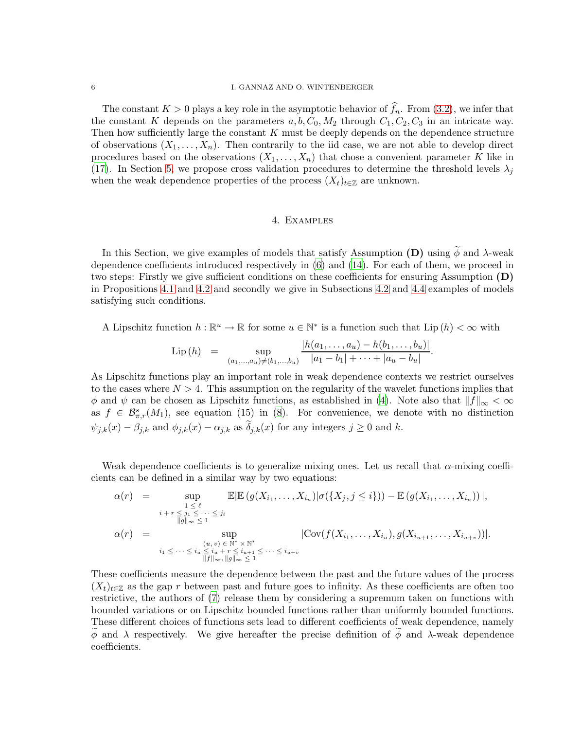The constant $K > 0$ plays a key role in the asymptotic behavior of $\widehat{f}_n$. From (3.2), we infer that the constant $K$ depends on the parameters $a, b, C_0, M_2$ through $C_1, C_2, C_3$ in an intricate way. Then how sufficiently large the constant $K$ must be deeply depends on the dependence structure of observations $(X_1, \dots, X_n)$. Then contrarily to the iid case, we are not able to develop direct procedures based on the observations $(X_1, \dots, X_n)$ that chose a convenient parameter $K$ like in (17). In Section 5, we propose cross validation procedures to determine the threshold levels $\lambda_j$ when the weak dependence properties of the process $(X_t)_{t\in\mathbb{Z}}$ are unknown.

## 4. Examples

In this Section, we give examples of models that satisfy Assumption **(D)** using $\widetilde{\phi}$ and $\lambda$-weak dependence coefficients introduced respectively in (6) and (14). For each of them, we proceed in two steps: Firstly we give sufficient conditions on these coefficients for ensuring Assumption **(D)** in Propositions 4.1 and 4.2 and secondly we give in Subsections 4.2 and 4.4 examples of models satisfying such conditions.

A Lipschitz function $h : \mathbb{R}^u \to \mathbb{R}$ for some $u \in \mathbb{N}^*$ is a function such that $\mathrm{Lip}\,(h) < \infty$ with

$$\mathrm{Lip}\,(h) \;\; = \sup_{(a_1,\dots,a_u)\neq(b_1,\dots,b_u)} \frac{|h(a_1,\dots,a_u) - h(b_1,\dots,b_u)|}{|a_1 - b_1| + \cdots + |a_u - b_u|}.$$

As Lipschitz functions play an important role in weak dependence contexts we restrict ourselves to the cases where $N > 4$. This assumption on the regularity of the wavelet functions implies that $\phi$ and $\psi$ can be chosen as Lipschitz functions, as established in (4). Note also that $\|f\|_\infty < \infty$ as $f \in \mathcal{B}^s_{\pi,r}(M_1)$, see equation (15) in (8). For convenience, we denote with no distinction $\psi_{j,k}(x) - \beta_{j,k}$ and $\phi_{j,k}(x) - \alpha_{j,k}$ as $\widetilde{\delta}_{j,k}(x)$ for any integers $j \geq 0$ and $k$.

Weak dependence coefficients is to generalize mixing ones. Let us recall that $\alpha$-mixing coefficients can be defined in a similar way by two equations:

$$\alpha(r) \;\; = \sup_{\substack{1 \leq \ell \\ i+r \leq j_1 \leq \cdots \leq j_\ell \\ \|g\|_\infty \leq 1}} \mathbb{E}|\mathbb{E}\left(g(X_{i_1},\dots,X_{i_u})|\sigma(\{X_j, j \leq i\})\right) - \mathbb{E}\left(g(X_{i_1},\dots,X_{i_u})\right)|,$$

$$\alpha(r) \;\; = \sup_{\substack{(u,v)\,\in\,\mathbb{N}^*\times\mathbb{N}^* \\ i_1 \leq \cdots \leq i_u \leq i_u + r \leq i_{u+1} \leq \cdots \leq i_{u+v} \\ \|f\|_\infty,\, \|g\|_\infty \leq 1}} |\mathrm{Cov}(f(X_{i_1},\dots,X_{i_u}), g(X_{i_{u+1}},\dots,X_{i_{u+v}}))|.$$

These coefficients measure the dependence between the past and the future values of the process $(X_t)_{t\in\mathbb{Z}}$ as the gap $r$ between past and future goes to infinity. As these coefficients are often too restrictive, the authors of (7) release them by considering a supremum taken on functions with bounded variations or on Lipschitz bounded functions rather than uniformly bounded functions. These different choices of functions sets lead to different coefficients of weak dependence, namely $\widetilde{\phi}$ and $\lambda$ respectively. We give hereafter the precise definition of $\widetilde{\phi}$ and $\lambda$-weak dependence coefficients.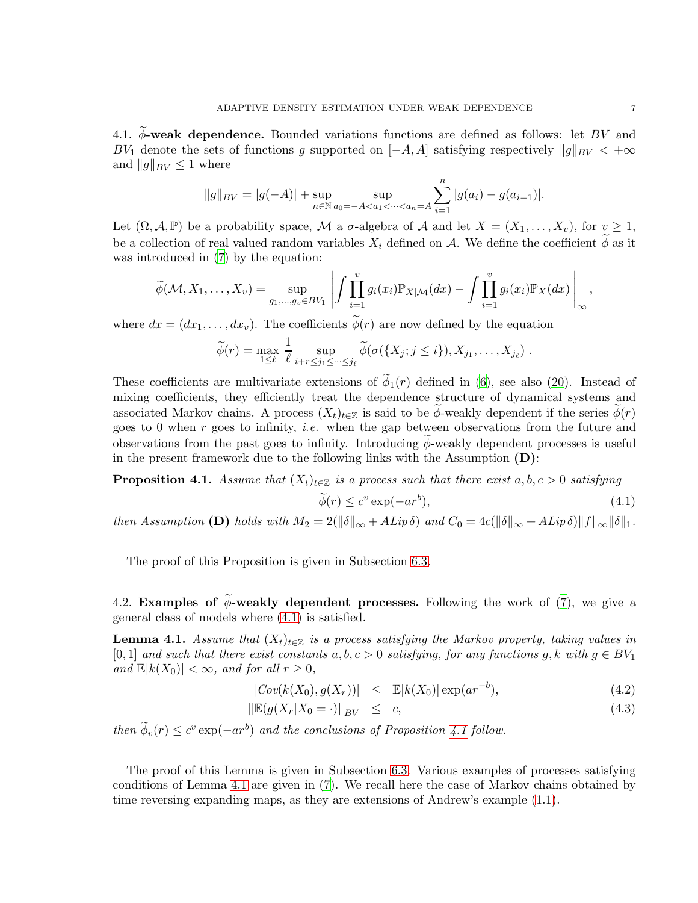### 4.1. $\widetilde{\phi}$-weak dependence.

Bounded variations functions are defined as follows: let $BV$ and $BV_1$ denote the sets of functions $g$ supported on $[-A, A]$ satisfying respectively $\|g\|_{BV} < +\infty$ and $\|g\|_{BV} \leq 1$ where

$$\|g\|_{BV} = |g(-A)| + \sup_{n\in\mathbb{N}} \sup_{a_0=-A<a_1<\cdots<a_n=A} \sum_{i=1}^{n} |g(a_i) - g(a_{i-1})|.$$

Let $(\Omega, \mathcal{A}, \mathbb{P})$ be a probability space, $\mathcal{M}$ a $\sigma$-algebra of $\mathcal{A}$ and let $X = (X_1, \ldots, X_v)$, for $v \geq 1$, be a collection of real valued random variables $X_i$ defined on $\mathcal{A}$. We define the coefficient $\widetilde{\phi}$ as it was introduced in (7) by the equation:

$$\widetilde{\phi}(\mathcal{M}, X_1, \ldots, X_v) = \sup_{g_1,\ldots,g_v \in BV_1} \left\| \int \prod_{i=1}^{v} g_i(x_i) \mathbb{P}_{X|\mathcal{M}}(dx) - \int \prod_{i=1}^{v} g_i(x_i) \mathbb{P}_X(dx) \right\|_{\infty},$$

where $dx = (dx_1, \ldots, dx_v)$. The coefficients $\widetilde{\phi}(r)$ are now defined by the equation

$$\widetilde{\phi}(r) = \max_{1\leq \ell} \frac{1}{\ell} \sup_{i+r\leq j_1\leq\cdots\leq j_\ell} \widetilde{\phi}(\sigma(\{X_j; j \leq i\}), X_{j_1}, \ldots, X_{j_\ell}) .$$

These coefficients are multivariate extensions of $\widetilde{\phi}_1(r)$ defined in (6), see also (20). Instead of mixing coefficients, they efficiently treat the dependence structure of dynamical systems and associated Markov chains. A process $(X_t)_{t\in\mathbb{Z}}$ is said to be $\widetilde{\phi}$-weakly dependent if the series $\widetilde{\phi}(r)$ goes to 0 when $r$ goes to infinity, *i.e.* when the gap between observations from the future and observations from the past goes to infinity. Introducing $\widetilde{\phi}$-weakly dependent processes is useful in the present framework due to the following links with the Assumption **(D)**:

**Proposition 4.1.** *Assume that $(X_t)_{t\in\mathbb{Z}}$ is a process such that there exist $a, b, c > 0$ satisfying*

$$\widetilde{\phi}(r) \leq c^v \exp(-ar^b), \tag{4.1}$$

*then Assumption* **(D)** *holds with $M_2 = 2(\|\delta\|_\infty + ALip\,\delta)$ and $C_0 = 4c(\|\delta\|_\infty + ALip\,\delta)\|f\|_\infty\|\delta\|_1$.*

The proof of this Proposition is given in Subsection 6.3.

### 4.2. Examples of $\widetilde{\phi}$-weakly dependent processes.

Following the work of (7), we give a general class of models where (4.1) is satisfied.

**Lemma 4.1.** *Assume that $(X_t)_{t\in\mathbb{Z}}$ is a process satisfying the Markov property, taking values in $[0, 1]$ and such that there exist constants $a, b, c > 0$ satisfying, for any functions $g, k$ with $g \in BV_1$ and $\mathbb{E}|k(X_0)| < \infty$, and for all $r \geq 0$,*

$$|Cov(k(X_0), g(X_r))| \leq \mathbb{E}|k(X_0)| \exp(ar^{-b}), \tag{4.2}$$

$$\|\mathbb{E}(g(X_r|X_0 = \cdot)\|_{BV} \leq c, \tag{4.3}$$

*then $\widetilde{\phi}_v(r) \leq c^v \exp(-ar^b)$ and the conclusions of Proposition 4.1 follow.*

The proof of this Lemma is given in Subsection 6.3. Various examples of processes satisfying conditions of Lemma 4.1 are given in (7). We recall here the case of Markov chains obtained by time reversing expanding maps, as they are extensions of Andrew's example (1.1).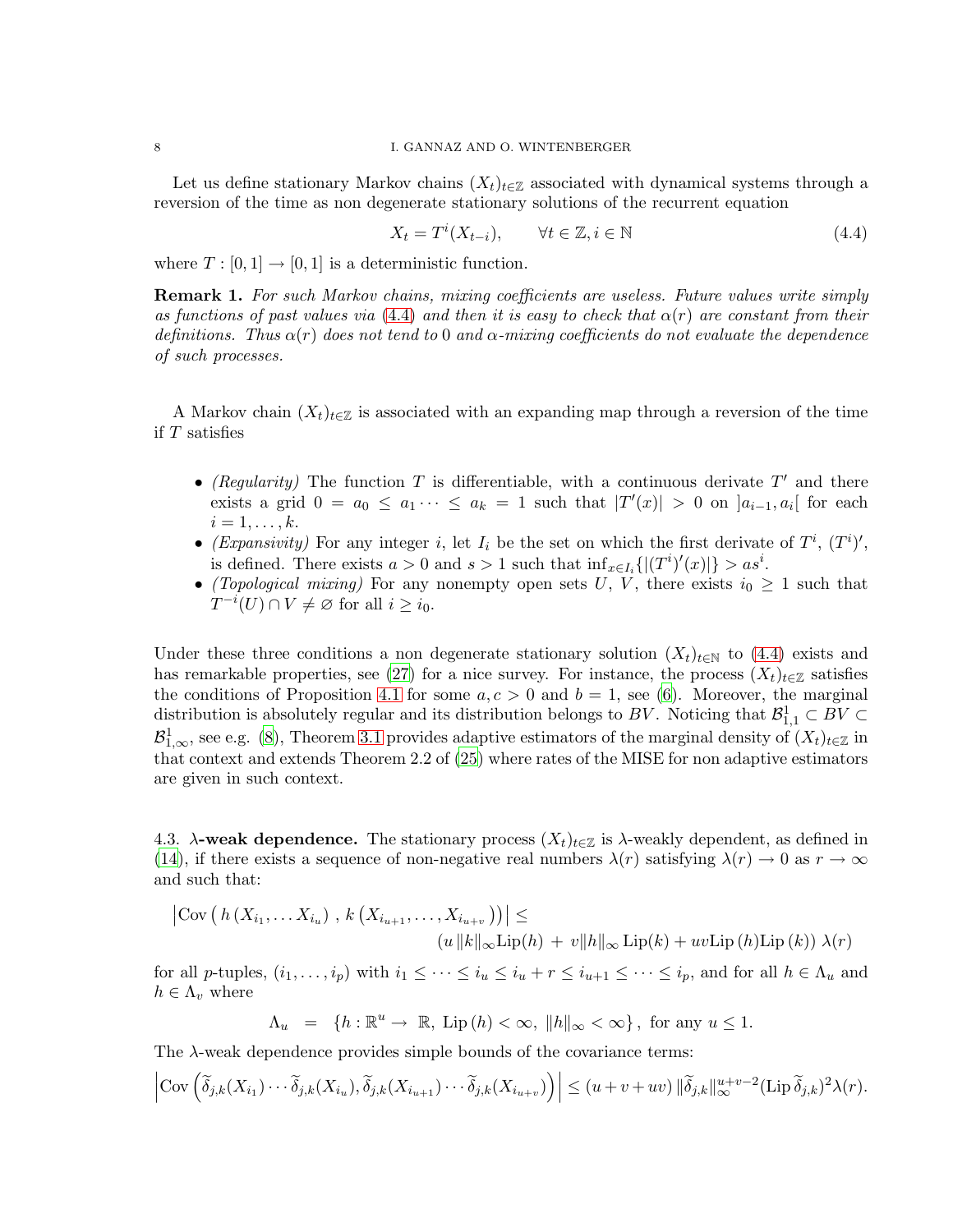Let us define stationary Markov chains $(X_t)_{t\in\mathbb{Z}}$ associated with dynamical systems through a reversion of the time as non degenerate stationary solutions of the recurrent equation

$$X_t = T^i(X_{t-i}), \qquad \forall t \in \mathbb{Z}, i \in \mathbb{N} \tag{4.4}$$

where $T : [0,1] \to [0,1]$ is a deterministic function.

**Remark 1.** *For such Markov chains, mixing coefficients are useless. Future values write simply as functions of past values via (4.4) and then it is easy to check that $\alpha(r)$ are constant from their definitions. Thus $\alpha(r)$ does not tend to 0 and $\alpha$-mixing coefficients do not evaluate the dependence of such processes.*

A Markov chain $(X_t)_{t\in\mathbb{Z}}$ is associated with an expanding map through a reversion of the time if $T$ satisfies

- *(Regularity)* The function $T$ is differentiable, with a continuous derivate $T'$ and there exists a grid $0 = a_0 \le a_1 \cdots \le a_k = 1$ such that $|T'(x)| > 0$ on $]a_{i-1}, a_i[$ for each $i = 1, \dots, k$.
- *(Expansivity)* For any integer $i$, let $I_i$ be the set on which the first derivate of $T^i$, $(T^i)'$, is defined. There exists $a > 0$ and $s > 1$ such that $\inf_{x\in I_i}\{|(T^i)'(x)|\} > as^i$.
- *(Topological mixing)* For any nonempty open sets $U$, $V$, there exists $i_0 \ge 1$ such that $T^{-i}(U) \cap V \ne \varnothing$ for all $i \ge i_0$.

Under these three conditions a non degenerate stationary solution $(X_t)_{t\in\mathbb{N}}$ to (4.4) exists and has remarkable properties, see (27) for a nice survey. For instance, the process $(X_t)_{t\in\mathbb{Z}}$ satisfies the conditions of Proposition 4.1 for some $a, c > 0$ and $b = 1$, see (6). Moreover, the marginal distribution is absolutely regular and its distribution belongs to $BV$. Noticing that $\mathcal{B}^1_{1,1} \subset BV \subset \mathcal{B}^1_{1,\infty}$, see e.g. (8), Theorem 3.1 provides adaptive estimators of the marginal density of $(X_t)_{t\in\mathbb{Z}}$ in that context and extends Theorem 2.2 of (25) where rates of the MISE for non adaptive estimators are given in such context.

4.3. **$\lambda$-weak dependence.** The stationary process $(X_t)_{t\in\mathbb{Z}}$ is $\lambda$-weakly dependent, as defined in (14), if there exists a sequence of non-negative real numbers $\lambda(r)$ satisfying $\lambda(r) \to 0$ as $r \to \infty$ and such that:

$$\left|\mathrm{Cov}\left(h\left(X_{i_1}, \dots X_{i_u}\right), k\left(X_{i_{u+1}}, \dots, X_{i_{u+v}}\right)\right)\right| \le \\ \left(u\,\|k\|_\infty \mathrm{Lip}(h) + v\|h\|_\infty \mathrm{Lip}(k) + uv\mathrm{Lip}\,(h)\mathrm{Lip}\,(k)\right)\lambda(r)$$

for all $p$-tuples, $(i_1, \dots, i_p)$ with $i_1 \le \cdots \le i_u \le i_u + r \le i_{u+1} \le \cdots \le i_p$, and for all $h \in \Lambda_u$ and $h \in \Lambda_v$ where

$$\Lambda_u = \{h : \mathbb{R}^u \to \mathbb{R},\ \mathrm{Lip}\,(h) < \infty,\ \|h\|_\infty < \infty\},\ \text{for any } u \le 1.$$

The $\lambda$-weak dependence provides simple bounds of the covariance terms:

$$\left|\mathrm{Cov}\left(\widetilde{\delta}_{j,k}(X_{i_1}) \cdots \widetilde{\delta}_{j,k}(X_{i_u}), \widetilde{\delta}_{j,k}(X_{i_{u+1}}) \cdots \widetilde{\delta}_{j,k}(X_{i_{u+v}})\right)\right| \le (u + v + uv)\,\|\widetilde{\delta}_{j,k}\|_\infty^{u+v-2}(\mathrm{Lip}\,\widetilde{\delta}_{j,k})^2\lambda(r).$$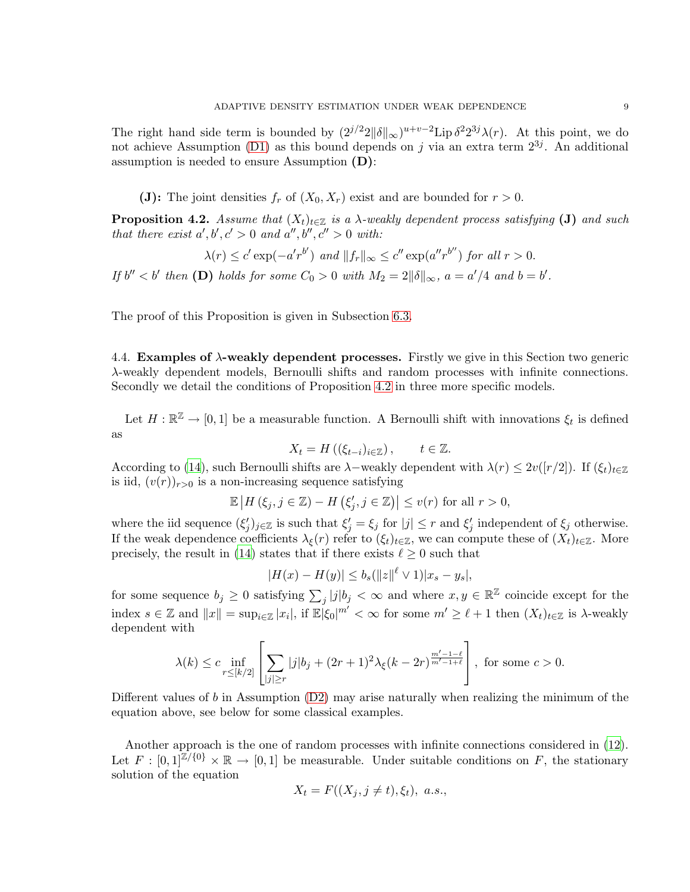The right hand side term is bounded by $(2^{j/2}2\|\delta\|_\infty)^{u+v-2}\text{Lip}\,\delta^2 2^{3j}\lambda(r)$. At this point, we do not achieve Assumption (D1) as this bound depends on $j$ via an extra term $2^{3j}$. An additional assumption is needed to ensure Assumption **(D)**:

**(J):** The joint densities $f_r$ of $(X_0, X_r)$ exist and are bounded for $r > 0$.

**Proposition 4.2.** *Assume that $(X_t)_{t\in\mathbb{Z}}$ is a $\lambda$-weakly dependent process satisfying* **(J)** *and such that there exist $a', b', c' > 0$ and $a'', b'', c'' > 0$ with:*

$$\lambda(r) \le c' \exp(-a' r^{b'}) \text{ and } \|f_r\|_\infty \le c'' \exp(a'' r^{b''}) \text{ for all } r > 0.$$

*If $b'' < b'$ then* **(D)** *holds for some $C_0 > 0$ with $M_2 = 2\|\delta\|_\infty$, $a = a'/4$ and $b = b'$.*

The proof of this Proposition is given in Subsection 6.3.

4.4. **Examples of $\lambda$-weakly dependent processes.** Firstly we give in this Section two generic $\lambda$-weakly dependent models, Bernoulli shifts and random processes with infinite connections. Secondly we detail the conditions of Proposition 4.2 in three more specific models.

Let $H : \mathbb{R}^{\mathbb{Z}} \to [0,1]$ be a measurable function. A Bernoulli shift with innovations $\xi_t$ is defined as

$$X_t = H\left((\xi_{t-i})_{i\in\mathbb{Z}}\right), \qquad t \in \mathbb{Z}.$$

According to (14), such Bernoulli shifts are $\lambda-$weakly dependent with $\lambda(r) \le 2v([r/2])$. If $(\xi_t)_{t\in\mathbb{Z}}$ is iid, $(v(r))_{r>0}$ is a non-increasing sequence satisfying

$$\mathbb{E}\left|H\left(\xi_j, j\in\mathbb{Z}\right) - H\left(\xi'_j, j\in\mathbb{Z}\right)\right| \le v(r) \text{ for all } r > 0,$$

where the iid sequence $(\xi'_j)_{j\in\mathbb{Z}}$ is such that $\xi'_j = \xi_j$ for $|j| \le r$ and $\xi'_j$ independent of $\xi_j$ otherwise. If the weak dependence coefficients $\lambda_\xi(r)$ refer to $(\xi_t)_{t\in\mathbb{Z}}$, we can compute these of $(X_t)_{t\in\mathbb{Z}}$. More precisely, the result in (14) states that if there exists $\ell \ge 0$ such that

$$|H(x) - H(y)| \le b_s(\|z\|^\ell \vee 1)|x_s - y_s|,$$

for some sequence $b_j \ge 0$ satisfying $\sum_j |j| b_j < \infty$ and where $x, y \in \mathbb{R}^{\mathbb{Z}}$ coincide except for the index $s \in \mathbb{Z}$ and $\|x\| = \sup_{i\in\mathbb{Z}}|x_i|$, if $\mathbb{E}|\xi_0|^{m'} < \infty$ for some $m' \ge \ell + 1$ then $(X_t)_{t\in\mathbb{Z}}$ is $\lambda$-weakly dependent with

$$\lambda(k) \le c \inf_{r \le [k/2]}\left[\sum_{|j|\ge r}|j|b_j + (2r+1)^2 \lambda_\xi(k-2r)^{\frac{m'-1-\ell}{m'-1+\ell}}\right], \text{ for some } c > 0.$$

Different values of $b$ in Assumption (D2) may arise naturally when realizing the minimum of the equation above, see below for some classical examples.

Another approach is the one of random processes with infinite connections considered in (12). Let $F : [0,1]^{\mathbb{Z}/\{0\}} \times \mathbb{R} \to [0,1]$ be measurable. Under suitable conditions on $F$, the stationary solution of the equation

$$X_t = F((X_j, j \ne t), \xi_t), \ a.s.,$$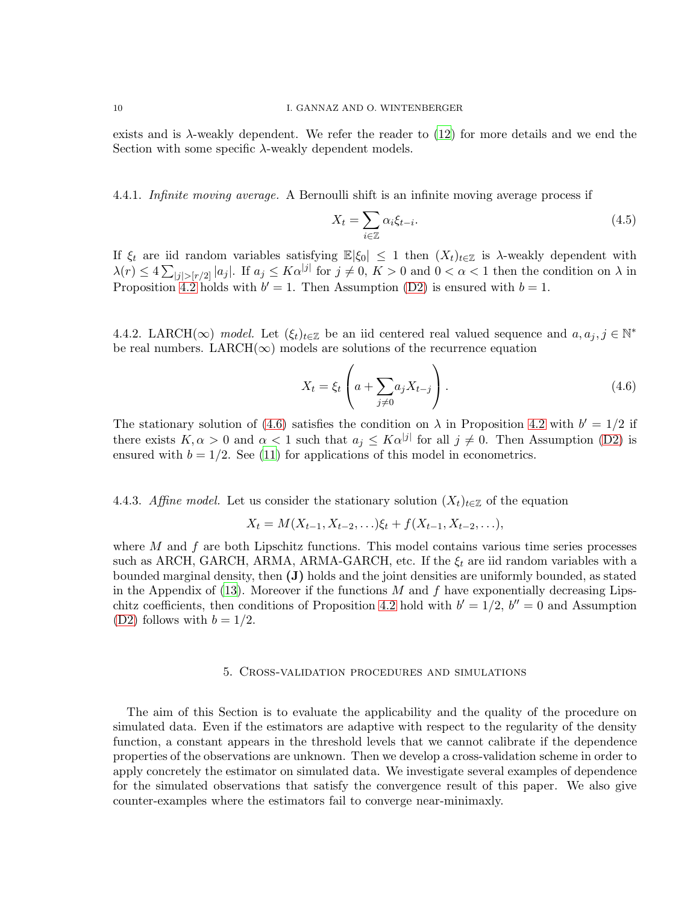exists and is $\lambda$-weakly dependent. We refer the reader to ([12]) for more details and we end the Section with some specific $\lambda$-weakly dependent models.

4.4.1. *Infinite moving average.* A Bernoulli shift is an infinite moving average process if

$$X_t = \sum_{i \in \mathbb{Z}} \alpha_i \xi_{t-i}. \tag{4.5}$$

If $\xi_t$ are iid random variables satisfying $\mathbb{E}|\xi_0| \leq 1$ then $(X_t)_{t \in \mathbb{Z}}$ is $\lambda$-weakly dependent with $\lambda(r) \leq 4 \sum_{|j| > [r/2]} |a_j|$. If $a_j \leq K \alpha^{|j|}$ for $j \neq 0$, $K > 0$ and $0 < \alpha < 1$ then the condition on $\lambda$ in Proposition 4.2 holds with $b' = 1$. Then Assumption (D2) is ensured with $b = 1$.

4.4.2. LARCH($\infty$) *model.* Let $(\xi_t)_{t \in \mathbb{Z}}$ be an iid centered real valued sequence and $a, a_j, j \in \mathbb{N}^*$ be real numbers. LARCH($\infty$) models are solutions of the recurrence equation

$$X_t = \xi_t \left( a + \sum_{j \neq 0} a_j X_{t-j} \right). \tag{4.6}$$

The stationary solution of (4.6) satisfies the condition on $\lambda$ in Proposition 4.2 with $b' = 1/2$ if there exists $K, \alpha > 0$ and $\alpha < 1$ such that $a_j \leq K \alpha^{|j|}$ for all $j \neq 0$. Then Assumption (D2) is ensured with $b = 1/2$. See ([11]) for applications of this model in econometrics.

4.4.3. *Affine model.* Let us consider the stationary solution $(X_t)_{t \in \mathbb{Z}}$ of the equation

$$X_t = M(X_{t-1}, X_{t-2}, \ldots)\xi_t + f(X_{t-1}, X_{t-2}, \ldots),$$

where $M$ and $f$ are both Lipschitz functions. This model contains various time series processes such as ARCH, GARCH, ARMA, ARMA-GARCH, etc. If the $\xi_t$ are iid random variables with a bounded marginal density, then **(J)** holds and the joint densities are uniformly bounded, as stated in the Appendix of ([13]). Moreover if the functions $M$ and $f$ have exponentially decreasing Lipschitz coefficients, then conditions of Proposition 4.2 hold with $b' = 1/2$, $b'' = 0$ and Assumption (D2) follows with $b = 1/2$.

## 5. Cross-validation procedures and simulations

The aim of this Section is to evaluate the applicability and the quality of the procedure on simulated data. Even if the estimators are adaptive with respect to the regularity of the density function, a constant appears in the threshold levels that we cannot calibrate if the dependence properties of the observations are unknown. Then we develop a cross-validation scheme in order to apply concretely the estimator on simulated data. We investigate several examples of dependence for the simulated observations that satisfy the convergence result of this paper. We also give counter-examples where the estimators fail to converge near-minimaxly.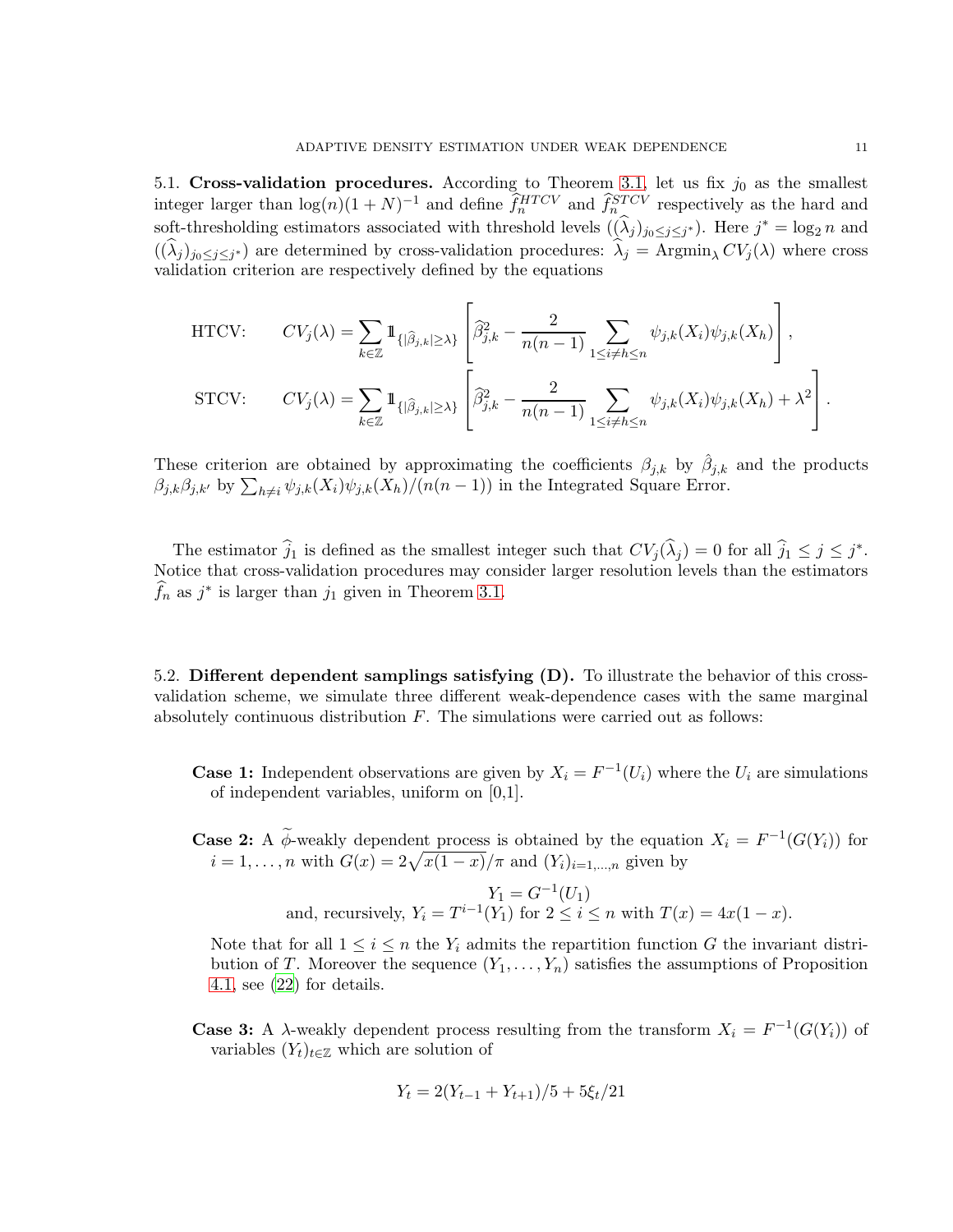5.1. **Cross-validation procedures.** According to Theorem 3.1, let us fix $j_0$ as the smallest integer larger than $\log(n)(1+N)^{-1}$ and define $\widehat{f}_n^{HTCV}$ and $\widehat{f}_n^{STCV}$ respectively as the hard and soft-thresholding estimators associated with threshold levels $((\widehat{\lambda}_j)_{j_0 \le j \le j^*})$. Here $j^* = \log_2 n$ and $((\widehat{\lambda}_j)_{j_0 \le j \le j^*})$ are determined by cross-validation procedures: $\widehat{\lambda}_j = \operatorname{Argmin}_\lambda CV_j(\lambda)$ where cross validation criterion are respectively defined by the equations

$$
\text{HTCV:} \qquad CV_j(\lambda) = \sum_{k \in \mathbb{Z}} \mathbb{1}_{\{|\widehat{\beta}_{j,k}| \ge \lambda\}} \left[ \widehat{\beta}_{j,k}^2 - \frac{2}{n(n-1)} \sum_{1 \le i \ne h \le n} \psi_{j,k}(X_i)\psi_{j,k}(X_h) \right],
$$

$$
\text{STCV:} \qquad CV_j(\lambda) = \sum_{k \in \mathbb{Z}} \mathbb{1}_{\{|\widehat{\beta}_{j,k}| \ge \lambda\}} \left[ \widehat{\beta}_{j,k}^2 - \frac{2}{n(n-1)} \sum_{1 \le i \ne h \le n} \psi_{j,k}(X_i)\psi_{j,k}(X_h) + \lambda^2 \right].
$$

These criterion are obtained by approximating the coefficients $\beta_{j,k}$ by $\hat{\beta}_{j,k}$ and the products $\beta_{j,k}\beta_{j,k'}$ by $\sum_{h \ne i} \psi_{j,k}(X_i)\psi_{j,k}(X_h)/(n(n-1))$ in the Integrated Square Error.

The estimator $\widehat{j}_1$ is defined as the smallest integer such that $CV_j(\widehat{\lambda}_j) = 0$ for all $\widehat{j}_1 \le j \le j^*$. Notice that cross-validation procedures may consider larger resolution levels than the estimators $\widehat{f}_n$ as $j^*$ is larger than $j_1$ given in Theorem 3.1.

5.2. **Different dependent samplings satisfying (D).** To illustrate the behavior of this cross-validation scheme, we simulate three different weak-dependence cases with the same marginal absolutely continuous distribution $F$. The simulations were carried out as follows:

**Case 1:** Independent observations are given by $X_i = F^{-1}(U_i)$ where the $U_i$ are simulations of independent variables, uniform on [0,1].

**Case 2:** A $\widetilde{\phi}$-weakly dependent process is obtained by the equation $X_i = F^{-1}(G(Y_i))$ for $i = 1, \dots, n$ with $G(x) = 2\sqrt{x(1-x)}/\pi$ and $(Y_i)_{i=1,\dots,n}$ given by

$$
Y_1 = G^{-1}(U_1)
$$
$$
\text{and, recursively, } Y_i = T^{i-1}(Y_1) \text{ for } 2 \le i \le n \text{ with } T(x) = 4x(1-x).
$$

Note that for all $1 \le i \le n$ the $Y_i$ admits the repartition function $G$ the invariant distribution of $T$. Moreover the sequence $(Y_1, \dots, Y_n)$ satisfies the assumptions of Proposition 4.1, see ([22]) for details.

**Case 3:** A $\lambda$-weakly dependent process resulting from the transform $X_i = F^{-1}(G(Y_i))$ of variables $(Y_t)_{t \in \mathbb{Z}}$ which are solution of

$$
Y_t = 2(Y_{t-1} + Y_{t+1})/5 + 5\xi_t/21
$$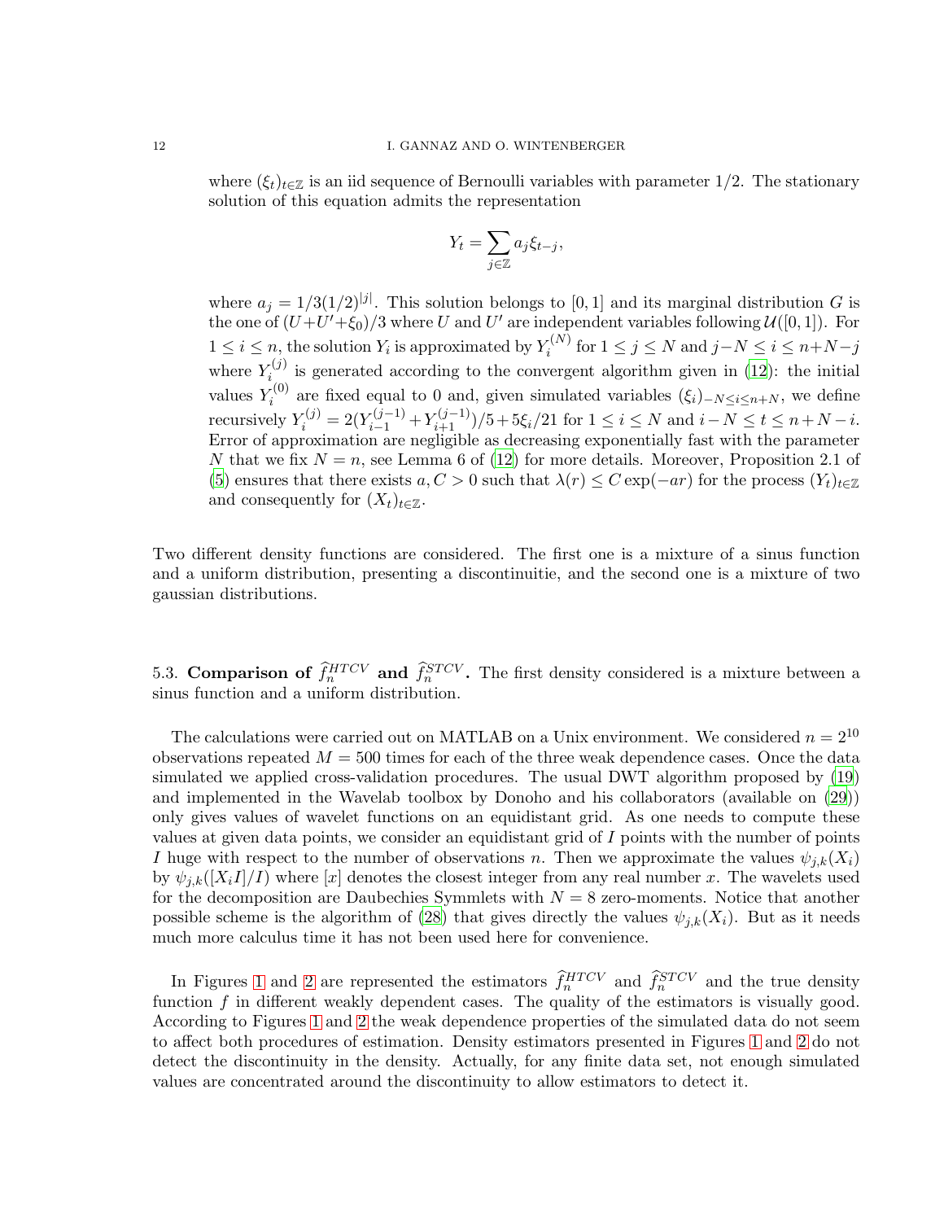where $(\xi_t)_{t\in\mathbb{Z}}$ is an iid sequence of Bernoulli variables with parameter $1/2$. The stationary solution of this equation admits the representation

$$Y_t = \sum_{j\in\mathbb{Z}} a_j \xi_{t-j},$$

where $a_j = 1/3(1/2)^{|j|}$. This solution belongs to $[0,1]$ and its marginal distribution $G$ is the one of $(U+U'+\xi_0)/3$ where $U$ and $U'$ are independent variables following $\mathcal{U}([0,1])$. For $1 \le i \le n$, the solution $Y_i$ is approximated by $Y_i^{(N)}$ for $1 \le j \le N$ and $j-N \le i \le n+N-j$ where $Y_i^{(j)}$ is generated according to the convergent algorithm given in (12): the initial values $Y_i^{(0)}$ are fixed equal to 0 and, given simulated variables $(\xi_i)_{-N\le i\le n+N}$, we define recursively $Y_i^{(j)} = 2(Y_{i-1}^{(j-1)} + Y_{i+1}^{(j-1)})/5 + 5\xi_i/21$ for $1 \le i \le N$ and $i-N \le t \le n+N-i$. Error of approximation are negligible as decreasing exponentially fast with the parameter $N$ that we fix $N = n$, see Lemma 6 of (12) for more details. Moreover, Proposition 2.1 of (5) ensures that there exists $a, C > 0$ such that $\lambda(r) \le C\exp(-ar)$ for the process $(Y_t)_{t\in\mathbb{Z}}$ and consequently for $(X_t)_{t\in\mathbb{Z}}$.

Two different density functions are considered. The first one is a mixture of a sinus function and a uniform distribution, presenting a discontinuitie, and the second one is a mixture of two gaussian distributions.

5.3. **Comparison of $\widehat{f}_n^{HTCV}$ and $\widehat{f}_n^{STCV}$.** The first density considered is a mixture between a sinus function and a uniform distribution.

The calculations were carried out on MATLAB on a Unix environment. We considered $n = 2^{10}$ observations repeated $M = 500$ times for each of the three weak dependence cases. Once the data simulated we applied cross-validation procedures. The usual DWT algorithm proposed by (19) and implemented in the Wavelab toolbox by Donoho and his collaborators (available on (29)) only gives values of wavelet functions on an equidistant grid. As one needs to compute these values at given data points, we consider an equidistant grid of $I$ points with the number of points $I$ huge with respect to the number of observations $n$. Then we approximate the values $\psi_{j,k}(X_i)$ by $\psi_{j,k}([X_iI]/I)$ where $[x]$ denotes the closest integer from any real number $x$. The wavelets used for the decomposition are Daubechies Symmlets with $N = 8$ zero-moments. Notice that another possible scheme is the algorithm of (28) that gives directly the values $\psi_{j,k}(X_i)$. But as it needs much more calculus time it has not been used here for convenience.

In Figures 1 and 2 are represented the estimators $\widehat{f}_n^{HTCV}$ and $\widehat{f}_n^{STCV}$ and the true density function $f$ in different weakly dependent cases. The quality of the estimators is visually good. According to Figures 1 and 2 the weak dependence properties of the simulated data do not seem to affect both procedures of estimation. Density estimators presented in Figures 1 and 2 do not detect the discontinuity in the density. Actually, for any finite data set, not enough simulated values are concentrated around the discontinuity to allow estimators to detect it.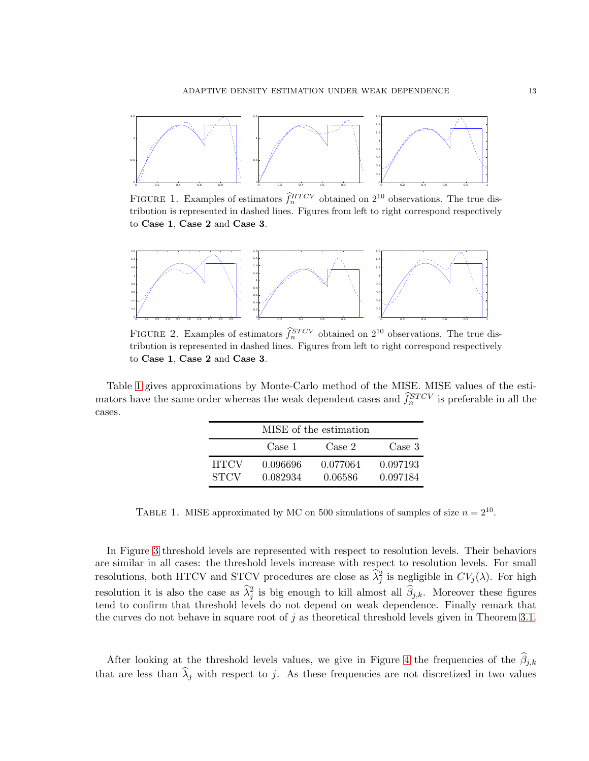FIGURE 1. Examples of estimators $\widehat{f}_n^{HTCV}$ obtained on $2^{10}$ observations. The true distribution is represented in dashed lines. Figures from left to right correspond respectively to **Case 1**, **Case 2** and **Case 3**.

FIGURE 2. Examples of estimators $\widehat{f}_n^{STCV}$ obtained on $2^{10}$ observations. The true distribution is represented in dashed lines. Figures from left to right correspond respectively to **Case 1**, **Case 2** and **Case 3**.

Table 1 gives approximations by Monte-Carlo method of the MISE. MISE values of the estimators have the same order whereas the weak dependent cases and $\widehat{f}_n^{STCV}$ is preferable in all the cases.

| MISE of the estimation | | | |
|---|---|---|---|
| | Case 1 | Case 2 | Case 3 |
| HTCV | 0.096696 | 0.077064 | 0.097193 |
| STCV | 0.082934 | 0.06586 | 0.097184 |

TABLE 1. MISE approximated by MC on 500 simulations of samples of size $n = 2^{10}$.

In Figure 3 threshold levels are represented with respect to resolution levels. Their behaviors are similar in all cases: the threshold levels increase with respect to resolution levels. For small resolutions, both HTCV and STCV procedures are close as $\widehat{\lambda}_j^2$ is negligible in $CV_j(\lambda)$. For high resolution it is also the case as $\widehat{\lambda}_j^2$ is big enough to kill almost all $\widehat{\beta}_{j,k}$. Moreover these figures tend to confirm that threshold levels do not depend on weak dependence. Finally remark that the curves do not behave in square root of $j$ as theoretical threshold levels given in Theorem 3.1.

After looking at the threshold levels values, we give in Figure 4 the frequencies of the $\widehat{\beta}_{j,k}$ that are less than $\widehat{\lambda}_j$ with respect to $j$. As these frequencies are not discretized in two values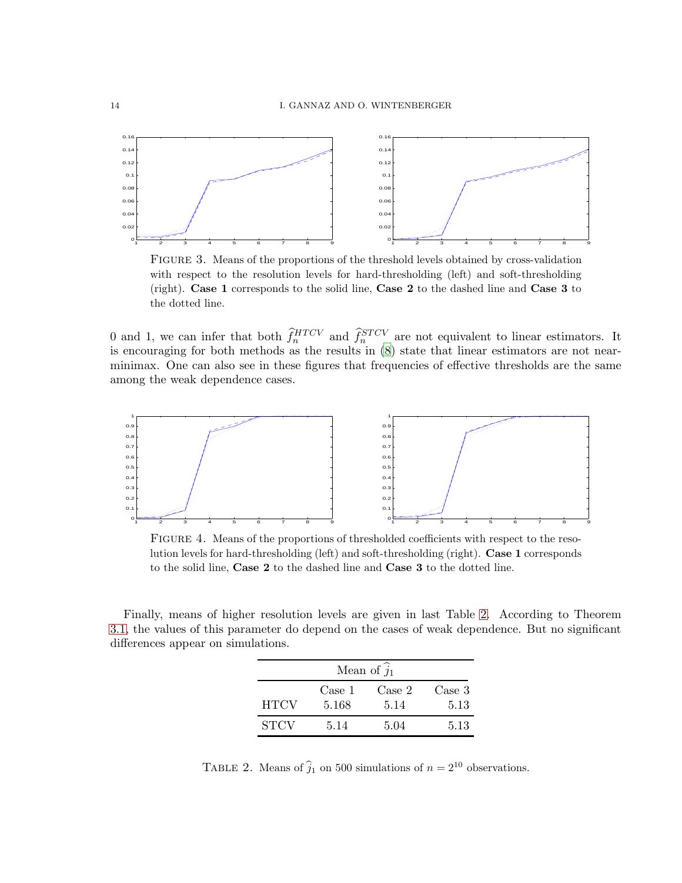FIGURE 3. Means of the proportions of the threshold levels obtained by cross-validation with respect to the resolution levels for hard-thresholding (left) and soft-thresholding (right). **Case 1** corresponds to the solid line, **Case 2** to the dashed line and **Case 3** to the dotted line.

0 and 1, we can infer that both $\widehat{f}_n^{HTCV}$ and $\widehat{f}_n^{STCV}$ are not equivalent to linear estimators. It is encouraging for both methods as the results in (8) state that linear estimators are not near-minimax. One can also see in these figures that frequencies of effective thresholds are the same among the weak dependence cases.

FIGURE 4. Means of the proportions of thresholded coefficients with respect to the resolution levels for hard-thresholding (left) and soft-thresholding (right). **Case 1** corresponds to the solid line, **Case 2** to the dashed line and **Case 3** to the dotted line.

Finally, means of higher resolution levels are given in last Table 2. According to Theorem 3.1, the values of this parameter do depend on the cases of weak dependence. But no significant differences appear on simulations.

| Mean of $\widehat{j}_1$ | | | |
|---|---|---|---|
| | Case 1 | Case 2 | Case 3 |
| HTCV | 5.168 | 5.14 | 5.13 |
| STCV | 5.14 | 5.04 | 5.13 |

TABLE 2. Means of $\widehat{j}_1$ on 500 simulations of $n = 2^{10}$ observations.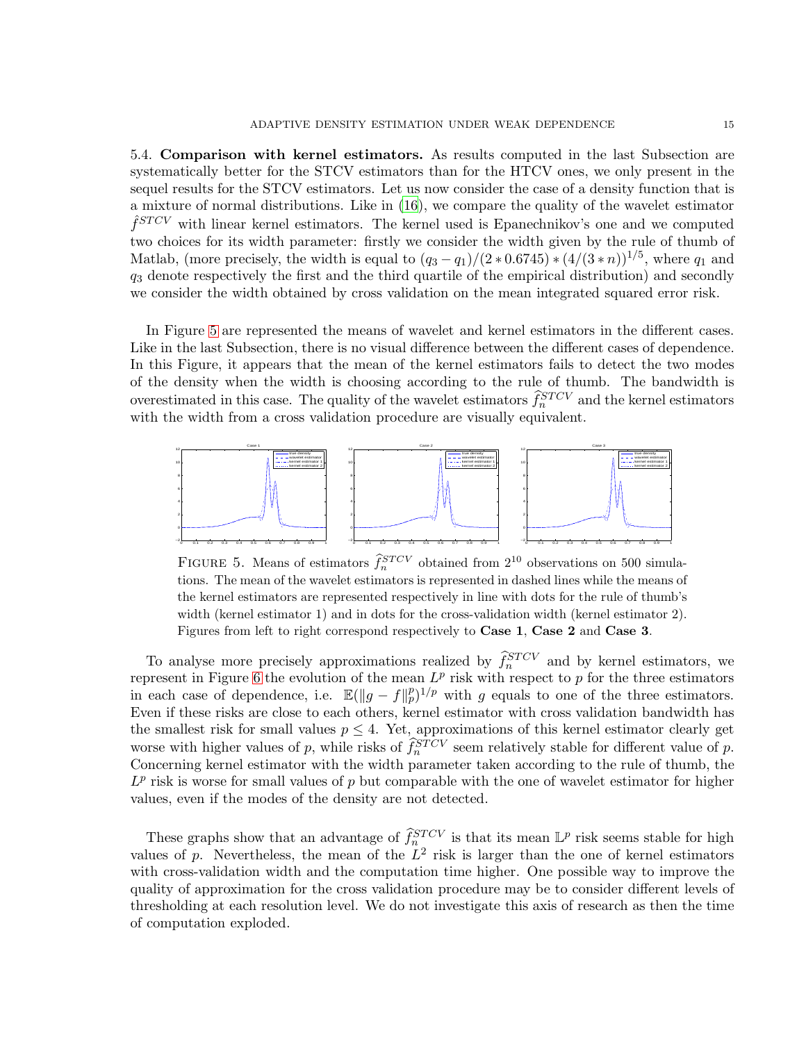5.4. **Comparison with kernel estimators.** As results computed in the last Subsection are systematically better for the STCV estimators than for the HTCV ones, we only present in the sequel results for the STCV estimators. Let us now consider the case of a density function that is a mixture of normal distributions. Like in (16), we compare the quality of the wavelet estimator $\hat{f}^{STCV}$ with linear kernel estimators. The kernel used is Epanechnikov's one and we computed two choices for its width parameter: firstly we consider the width given by the rule of thumb of Matlab, (more precisely, the width is equal to $(q_3 - q_1)/(2 * 0.6745) * (4/(3 * n))^{1/5}$, where $q_1$ and $q_3$ denote respectively the first and the third quartile of the empirical distribution) and secondly we consider the width obtained by cross validation on the mean integrated squared error risk.

In Figure 5 are represented the means of wavelet and kernel estimators in the different cases. Like in the last Subsection, there is no visual difference between the different cases of dependence. In this Figure, it appears that the mean of the kernel estimators fails to detect the two modes of the density when the width is choosing according to the rule of thumb. The bandwidth is overestimated in this case. The quality of the wavelet estimators $\widehat{f}_n^{STCV}$ and the kernel estimators with the width from a cross validation procedure are visually equivalent.

FIGURE 5. Means of estimators $\widehat{f}_n^{STCV}$ obtained from $2^{10}$ observations on 500 simulations. The mean of the wavelet estimators is represented in dashed lines while the means of the kernel estimators are represented respectively in line with dots for the rule of thumb's width (kernel estimator 1) and in dots for the cross-validation width (kernel estimator 2). Figures from left to right correspond respectively to **Case 1**, **Case 2** and **Case 3**.

To analyse more precisely approximations realized by $\widehat{f}_n^{STCV}$ and by kernel estimators, we represent in Figure 6 the evolution of the mean $L^p$ risk with respect to $p$ for the three estimators in each case of dependence, i.e. $\mathbb{E}(\|g - f\|_p^p)^{1/p}$ with $g$ equals to one of the three estimators. Even if these risks are close to each others, kernel estimator with cross validation bandwidth has the smallest risk for small values $p \leq 4$. Yet, approximations of this kernel estimator clearly get worse with higher values of $p$, while risks of $\widehat{f}_n^{STCV}$ seem relatively stable for different value of $p$. Concerning kernel estimator with the width parameter taken according to the rule of thumb, the $L^p$ risk is worse for small values of $p$ but comparable with the one of wavelet estimator for higher values, even if the modes of the density are not detected.

These graphs show that an advantage of $\widehat{f}_n^{STCV}$ is that its mean $\mathbb{L}^p$ risk seems stable for high values of $p$. Nevertheless, the mean of the $L^2$ risk is larger than the one of kernel estimators with cross-validation width and the computation time higher. One possible way to improve the quality of approximation for the cross validation procedure may be to consider different levels of thresholding at each resolution level. We do not investigate this axis of research as then the time of computation exploded.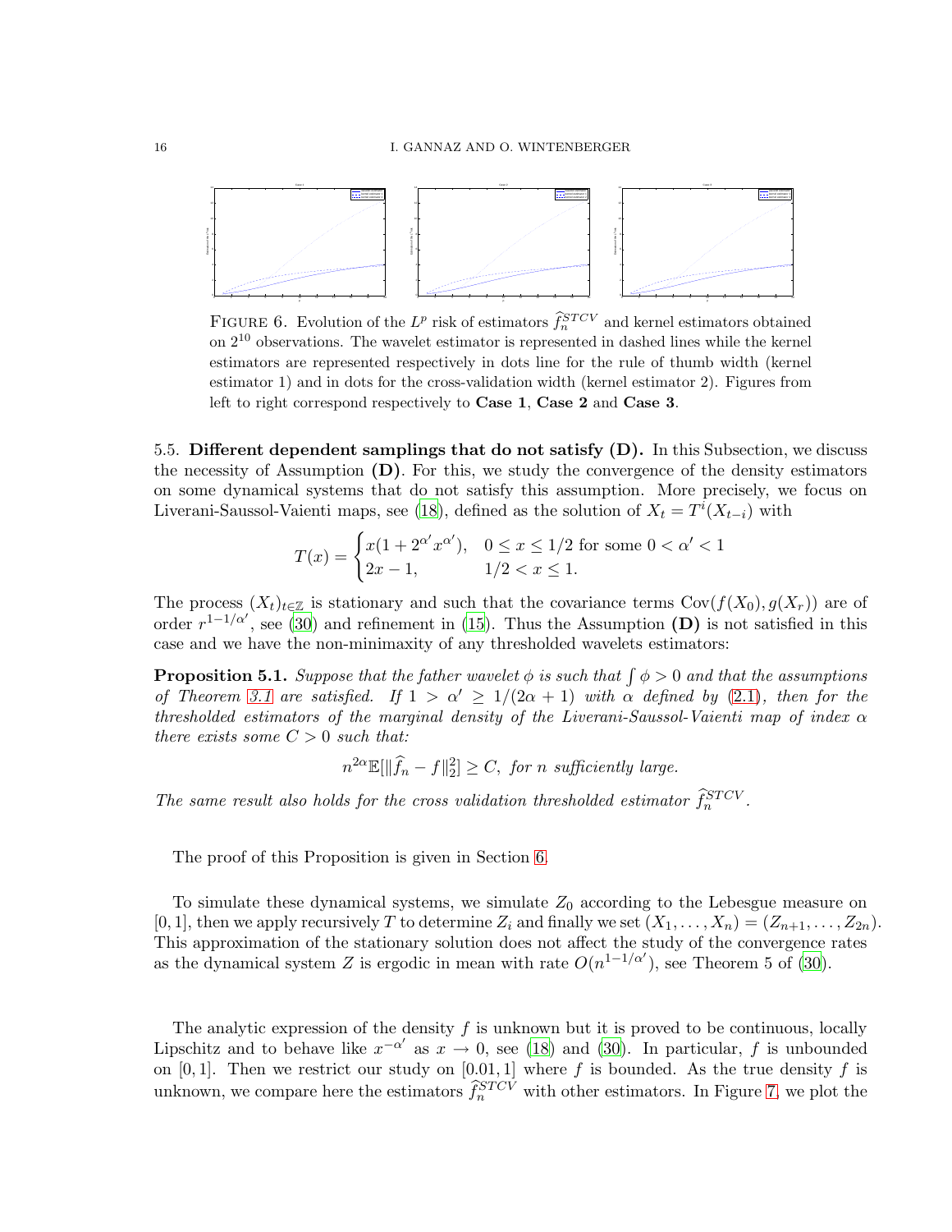FIGURE 6. Evolution of the $L^p$ risk of estimators $\widehat{f}_n^{STCV}$ and kernel estimators obtained on $2^{10}$ observations. The wavelet estimator is represented in dashed lines while the kernel estimators are represented respectively in dots line for the rule of thumb width (kernel estimator 1) and in dots for the cross-validation width (kernel estimator 2). Figures from left to right correspond respectively to **Case 1**, **Case 2** and **Case 3**.

5.5. **Different dependent samplings that do not satisfy (D).** In this Subsection, we discuss the necessity of Assumption **(D)**. For this, we study the convergence of the density estimators on some dynamical systems that do not satisfy this assumption. More precisely, we focus on Liverani-Saussol-Vaienti maps, see (18), defined as the solution of $X_t = T^i(X_{t-i})$ with

$$T(x) = \begin{cases} x(1 + 2^{\alpha'} x^{\alpha'}), & 0 \leq x \leq 1/2 \text{ for some } 0 < \alpha' < 1 \\ 2x - 1, & 1/2 < x \leq 1. \end{cases}$$

The process $(X_t)_{t\in\mathbb{Z}}$ is stationary and such that the covariance terms $\mathrm{Cov}(f(X_0), g(X_r))$ are of order $r^{1-1/\alpha'}$, see (30) and refinement in (15). Thus the Assumption **(D)** is not satisfied in this case and we have the non-minimaxity of any thresholded wavelets estimators:

**Proposition 5.1.** *Suppose that the father wavelet $\phi$ is such that $\int \phi > 0$ and that the assumptions of Theorem 3.1 are satisfied. If $1 > \alpha' \geq 1/(2\alpha + 1)$ with $\alpha$ defined by (2.1), then for the thresholded estimators of the marginal density of the Liverani-Saussol-Vaienti map of index $\alpha$ there exists some $C > 0$ such that:*

$$n^{2\alpha} \mathbb{E}[\|\widehat{f}_n - f\|_2^2] \geq C, \text{ for } n \text{ sufficiently large.}$$

*The same result also holds for the cross validation thresholded estimator $\widehat{f}_n^{STCV}$.*

The proof of this Proposition is given in Section 6.

To simulate these dynamical systems, we simulate $Z_0$ according to the Lebesgue measure on $[0, 1]$, then we apply recursively $T$ to determine $Z_i$ and finally we set $(X_1, \ldots, X_n) = (Z_{n+1}, \ldots, Z_{2n})$. This approximation of the stationary solution does not affect the study of the convergence rates as the dynamical system $Z$ is ergodic in mean with rate $O(n^{1-1/\alpha'})$, see Theorem 5 of (30).

The analytic expression of the density $f$ is unknown but it is proved to be continuous, locally Lipschitz and to behave like $x^{-\alpha'}$ as $x \to 0$, see (18) and (30). In particular, $f$ is unbounded on $[0, 1]$. Then we restrict our study on $[0.01, 1]$ where $f$ is bounded. As the true density $f$ is unknown, we compare here the estimators $\widehat{f}_n^{STCV}$ with other estimators. In Figure 7, we plot the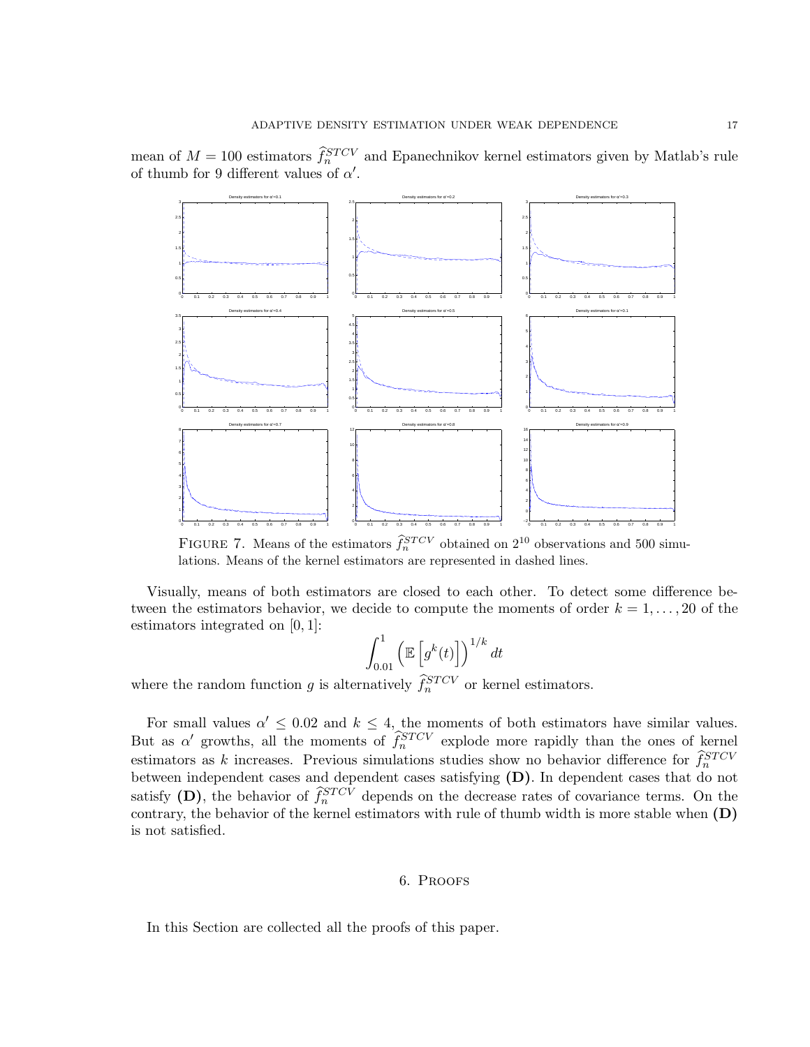mean of $M = 100$ estimators $\widehat{f}_n^{STCV}$ and Epanechnikov kernel estimators given by Matlab's rule of thumb for 9 different values of $\alpha'$.

FIGURE 7. Means of the estimators $\widehat{f}_n^{STCV}$ obtained on $2^{10}$ observations and 500 simulations. Means of the kernel estimators are represented in dashed lines.

Visually, means of both estimators are closed to each other. To detect some difference between the estimators behavior, we decide to compute the moments of order $k = 1, \ldots, 20$ of the estimators integrated on $[0, 1]$:

$$\int_{0.01}^{1} \left( \mathbb{E}\left[ g^k(t) \right] \right)^{1/k} dt$$

where the random function $g$ is alternatively $\widehat{f}_n^{STCV}$ or kernel estimators.

For small values $\alpha' \leq 0.02$ and $k \leq 4$, the moments of both estimators have similar values. But as $\alpha'$ growths, all the moments of $\widehat{f}_n^{STCV}$ explode more rapidly than the ones of kernel estimators as $k$ increases. Previous simulations studies show no behavior difference for $\widehat{f}_n^{STCV}$ between independent cases and dependent cases satisfying **(D)**. In dependent cases that do not satisfy **(D)**, the behavior of $\widehat{f}_n^{STCV}$ depends on the decrease rates of covariance terms. On the contrary, the behavior of the kernel estimators with rule of thumb width is more stable when **(D)** is not satisfied.

## 6. Proofs

In this Section are collected all the proofs of this paper.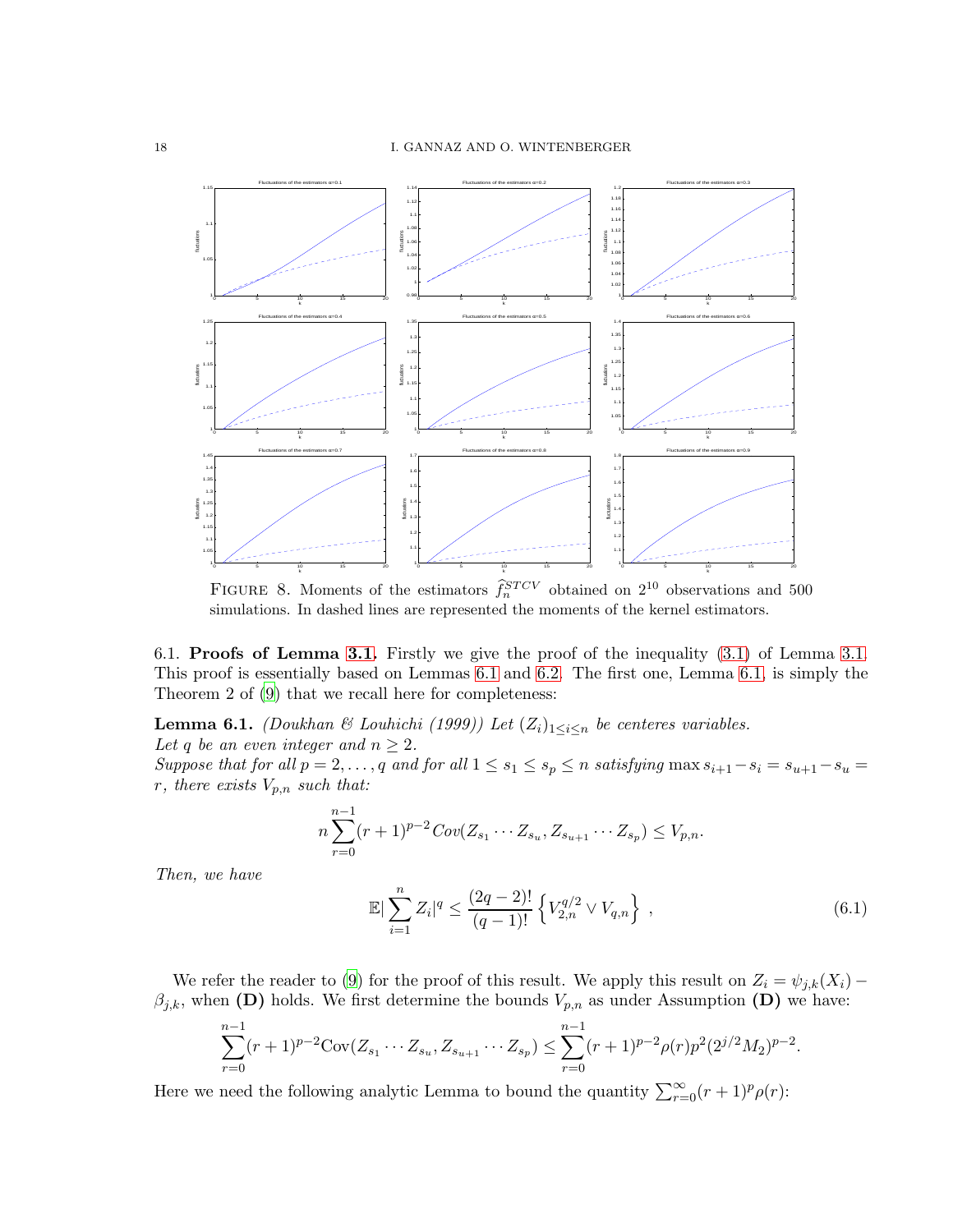FIGURE 8. Moments of the estimators $\widehat{f}_n^{STCV}$ obtained on $2^{10}$ observations and 500 simulations. In dashed lines are represented the moments of the kernel estimators.

6.1. **Proofs of Lemma 3.1.** Firstly we give the proof of the inequality (3.1) of Lemma 3.1. This proof is essentially based on Lemmas 6.1 and 6.2. The first one, Lemma 6.1, is simply the Theorem 2 of (9) that we recall here for completeness:

**Lemma 6.1.** *(Doukhan & Louhichi (1999)) Let $(Z_i)_{1\leq i\leq n}$ be centeres variables.*
*Let $q$ be an even integer and $n \geq 2$.*
*Suppose that for all $p = 2, \ldots, q$ and for all $1 \leq s_1 \leq s_p \leq n$ satisfying $\max s_{i+1} - s_i = s_{u+1} - s_u = r$, there exists $V_{p,n}$ such that:*

$$n\sum_{r=0}^{n-1}(r+1)^{p-2}Cov(Z_{s_1}\cdots Z_{s_u}, Z_{s_{u+1}}\cdots Z_{s_p}) \leq V_{p,n}.$$

*Then, we have*

$$\mathbb{E}|\sum_{i=1}^{n} Z_i|^q \leq \frac{(2q-2)!}{(q-1)!}\left\{V_{2,n}^{q/2} \vee V_{q,n}\right\}\ , \tag{6.1}$$

We refer the reader to (9) for the proof of this result. We apply this result on $Z_i = \psi_{j,k}(X_i) - \beta_{j,k}$, when **(D)** holds. We first determine the bounds $V_{p,n}$ as under Assumption **(D)** we have:

$$\sum_{r=0}^{n-1}(r+1)^{p-2}\mathrm{Cov}(Z_{s_1}\cdots Z_{s_u}, Z_{s_{u+1}}\cdots Z_{s_p}) \leq \sum_{r=0}^{n-1}(r+1)^{p-2}\rho(r)p^2(2^{j/2}M_2)^{p-2}.$$

Here we need the following analytic Lemma to bound the quantity $\sum_{r=0}^{\infty}(r+1)^p\rho(r)$: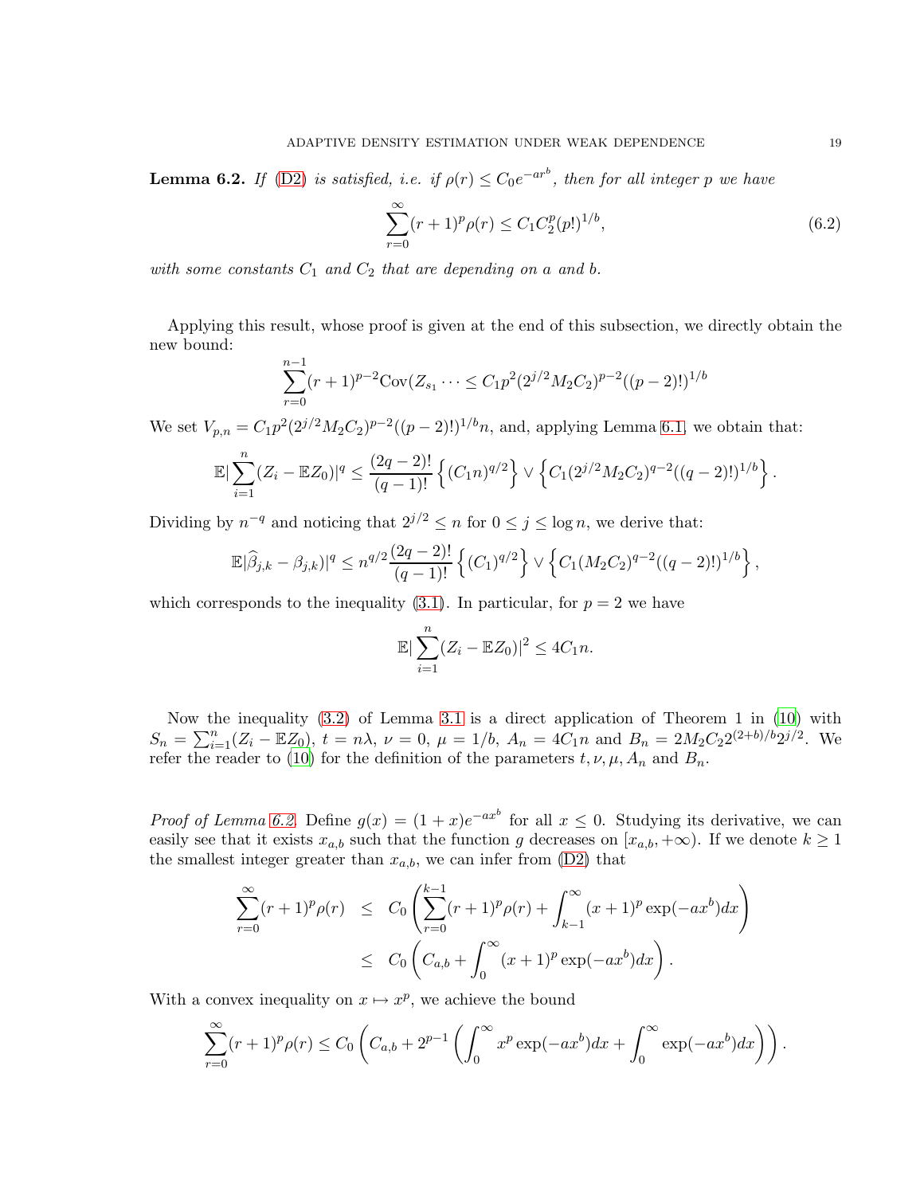**Lemma 6.2.** *If* (D2) *is satisfied, i.e. if* $\rho(r) \leq C_0 e^{-ar^b}$*, then for all integer* $p$ *we have*

$$\sum_{r=0}^{\infty} (r+1)^p \rho(r) \leq C_1 C_2^p (p!)^{1/b}, \tag{6.2}$$

*with some constants* $C_1$ *and* $C_2$ *that are depending on* $a$ *and* $b$.

Applying this result, whose proof is given at the end of this subsection, we directly obtain the new bound:

$$\sum_{r=0}^{n-1} (r+1)^{p-2} \mathrm{Cov}(Z_{s_1} \cdots \leq C_1 p^2 (2^{j/2} M_2 C_2)^{p-2} ((p-2)!)^{1/b}$$

We set $V_{p,n} = C_1 p^2 (2^{j/2} M_2 C_2)^{p-2}((p-2)!)^{1/b} n$, and, applying Lemma 6.1, we obtain that:

$$\mathbb{E}|\sum_{i=1}^{n} (Z_i - \mathbb{E}Z_0)|^q \leq \frac{(2q-2)!}{(q-1)!} \left\{ (C_1 n)^{q/2} \right\} \vee \left\{ C_1 (2^{j/2} M_2 C_2)^{q-2} ((q-2)!)^{1/b} \right\}.$$

Dividing by $n^{-q}$ and noticing that $2^{j/2} \leq n$ for $0 \leq j \leq \log n$, we derive that:

$$\mathbb{E}|\widehat{\beta}_{j,k} - \beta_{j,k})|^q \leq n^{q/2} \frac{(2q-2)!}{(q-1)!} \left\{ (C_1)^{q/2} \right\} \vee \left\{ C_1 (M_2 C_2)^{q-2} ((q-2)!)^{1/b} \right\},$$

which corresponds to the inequality (3.1). In particular, for $p = 2$ we have

$$\mathbb{E}|\sum_{i=1}^{n} (Z_i - \mathbb{E}Z_0)|^2 \leq 4 C_1 n.$$

Now the inequality (3.2) of Lemma 3.1 is a direct application of Theorem 1 in (10) with $S_n = \sum_{i=1}^{n} (Z_i - \mathbb{E}Z_0)$, $t = n\lambda$, $\nu = 0$, $\mu = 1/b$, $A_n = 4C_1 n$ and $B_n = 2M_2 C_2 2^{(2+b)/b} 2^{j/2}$. We refer the reader to (10) for the definition of the parameters $t, \nu, \mu, A_n$ and $B_n$.

*Proof of Lemma 6.2.* Define $g(x) = (1+x)e^{-ax^b}$ for all $x \leq 0$. Studying its derivative, we can easily see that it exists $x_{a,b}$ such that the function $g$ decreases on $[x_{a,b}, +\infty)$. If we denote $k \geq 1$ the smallest integer greater than $x_{a,b}$, we can infer from (D2) that

$$\begin{aligned}
\sum_{r=0}^{\infty} (r+1)^p \rho(r) &\leq C_0 \left( \sum_{r=0}^{k-1} (r+1)^p \rho(r) + \int_{k-1}^{\infty} (x+1)^p \exp(-ax^b) dx \right) \\
&\leq C_0 \left( C_{a,b} + \int_{0}^{\infty} (x+1)^p \exp(-ax^b) dx \right).
\end{aligned}$$

With a convex inequality on $x \mapsto x^p$, we achieve the bound

$$\sum_{r=0}^{\infty} (r+1)^p \rho(r) \leq C_0 \left( C_{a,b} + 2^{p-1} \left( \int_0^{\infty} x^p \exp(-ax^b) dx + \int_0^{\infty} \exp(-ax^b) dx \right) \right).$$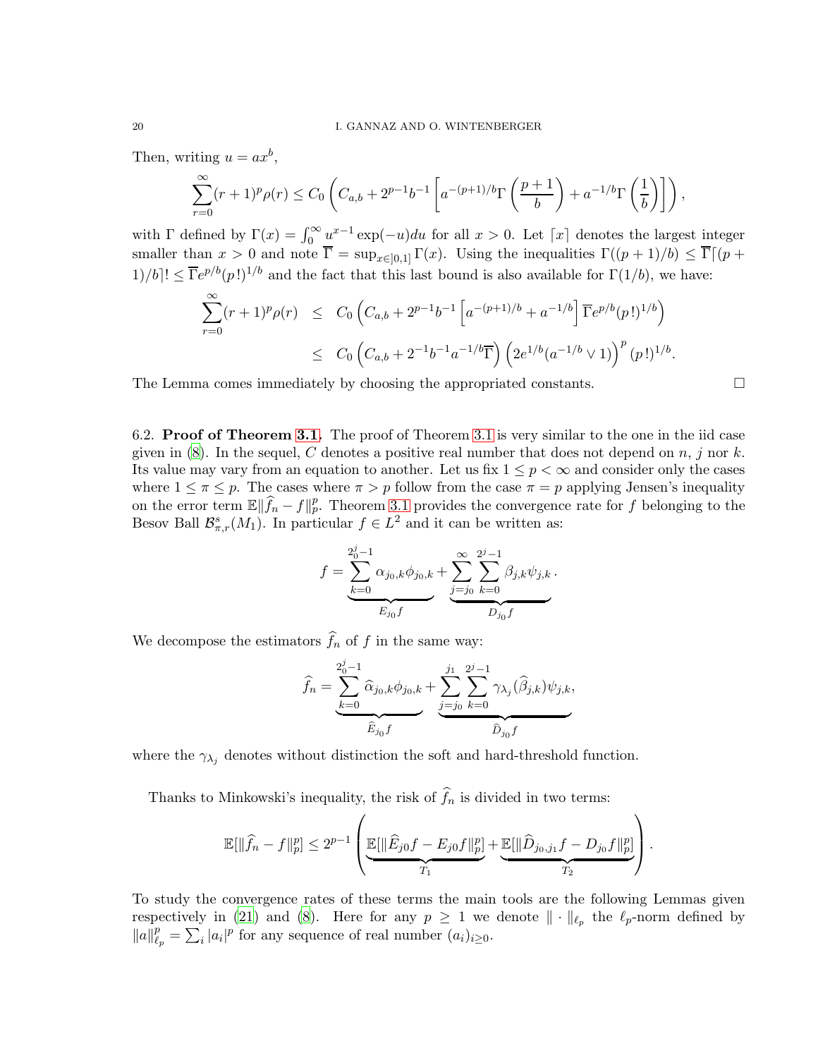Then, writing $u = ax^b$,

$$\sum_{r=0}^{\infty}(r+1)^p \rho(r) \leq C_0 \left( C_{a,b} + 2^{p-1} b^{-1} \left[ a^{-(p+1)/b} \Gamma\left(\frac{p+1}{b}\right) + a^{-1/b} \Gamma\left(\frac{1}{b}\right) \right] \right),$$

with $\Gamma$ defined by $\Gamma(x) = \int_0^\infty u^{x-1} \exp(-u) du$ for all $x > 0$. Let $\lceil x \rceil$ denotes the largest integer smaller than $x > 0$ and note $\overline{\Gamma} = \sup_{x \in ]0,1]} \Gamma(x)$. Using the inequalities $\Gamma((p+1)/b) \leq \overline{\Gamma} \lceil (p+1)/b \rceil ! \leq \overline{\Gamma} e^{p/b} (p!)^{1/b}$ and the fact that this last bound is also available for $\Gamma(1/b)$, we have:

$$\begin{aligned}
\sum_{r=0}^{\infty}(r+1)^p \rho(r) &\leq C_0 \left( C_{a,b} + 2^{p-1} b^{-1} \left[ a^{-(p+1)/b} + a^{-1/b} \right] \overline{\Gamma} e^{p/b} (p!)^{1/b} \right) \\
&\leq C_0 \left( C_{a,b} + 2^{-1} b^{-1} a^{-1/b} \overline{\Gamma} \right) \left( 2 e^{1/b} (a^{-1/b} \vee 1) \right)^p (p!)^{1/b}.
\end{aligned}$$

The Lemma comes immediately by choosing the appropriated constants. □

6.2. **Proof of Theorem 3.1.** The proof of Theorem 3.1 is very similar to the one in the iid case given in (8). In the sequel, $C$ denotes a positive real number that does not depend on $n$, $j$ nor $k$. Its value may vary from an equation to another. Let us fix $1 \leq p < \infty$ and consider only the cases where $1 \leq \pi \leq p$. The cases where $\pi > p$ follow from the case $\pi = p$ applying Jensen's inequality on the error term $\mathbb{E}\|\widehat{f}_n - f\|_p^p$. Theorem 3.1 provides the convergence rate for $f$ belonging to the Besov Ball $\mathcal{B}^s_{\pi,r}(M_1)$. In particular $f \in L^2$ and it can be written as:

$$f = \underbrace{\sum_{k=0}^{2_0^j - 1} \alpha_{j_0,k} \phi_{j_0,k}}_{E_{j_0} f} + \underbrace{\sum_{j=j_0}^{\infty} \sum_{k=0}^{2^j - 1} \beta_{j,k} \psi_{j,k}}_{D_{j_0} f}.$$

We decompose the estimators $\widehat{f}_n$ of $f$ in the same way:

$$\widehat{f}_n = \underbrace{\sum_{k=0}^{2_0^j - 1} \widehat{\alpha}_{j_0,k} \phi_{j_0,k}}_{\widehat{E}_{j_0} f} + \underbrace{\sum_{j=j_0}^{j_1} \sum_{k=0}^{2^j - 1} \gamma_{\lambda_j}(\widehat{\beta}_{j,k}) \psi_{j,k}}_{\widehat{D}_{j_0} f},$$

where the $\gamma_{\lambda_j}$ denotes without distinction the soft and hard-threshold function.

Thanks to Minkowski's inequality, the risk of $\widehat{f}_n$ is divided in two terms:

$$\mathbb{E}[\|\widehat{f}_n - f\|_p^p] \leq 2^{p-1} \left( \underbrace{\mathbb{E}[\|\widehat{E}_{j0} f - E_{j0} f\|_p^p]}_{T_1} + \underbrace{\mathbb{E}[\|\widehat{D}_{j_0,j_1} f - D_{j_0} f\|_p^p]}_{T_2} \right).$$

To study the convergence rates of these terms the main tools are the following Lemmas given respectively in (21) and (8). Here for any $p \geq 1$ we denote $\|\cdot\|_{\ell_p}$ the $\ell_p$-norm defined by $\|a\|_{\ell_p}^p = \sum_i |a_i|^p$ for any sequence of real number $(a_i)_{i \geq 0}$.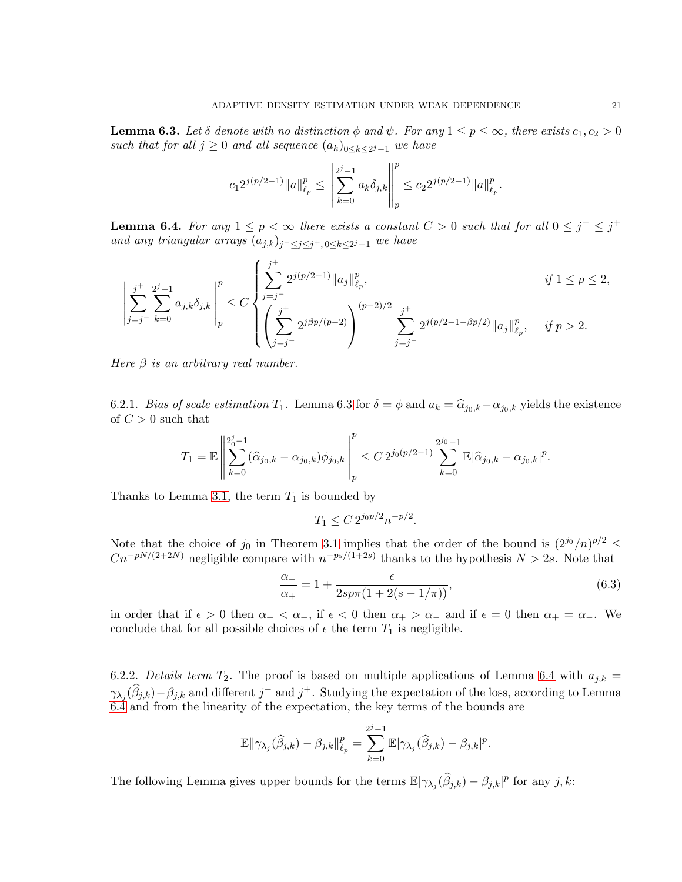**Lemma 6.3.** *Let $\delta$ denote with no distinction $\phi$ and $\psi$. For any $1 \le p \le \infty$, there exists $c_1, c_2 > 0$ such that for all $j \ge 0$ and all sequence $(a_k)_{0 \le k \le 2^j - 1}$ we have*

$$c_1 2^{j(p/2-1)} \|a\|_{\ell_p}^p \le \left\| \sum_{k=0}^{2^j-1} a_k \delta_{j,k} \right\|_p^p \le c_2 2^{j(p/2-1)} \|a\|_{\ell_p}^p.$$

**Lemma 6.4.** *For any $1 \le p < \infty$ there exists a constant $C > 0$ such that for all $0 \le j^- \le j^+$ and any triangular arrays $(a_{j,k})_{j^- \le j \le j^+, 0 \le k \le 2^j - 1}$ we have*

$$\left\| \sum_{j=j^-}^{j^+} \sum_{k=0}^{2^j-1} a_{j,k} \delta_{j,k} \right\|_p^p \le C \begin{cases} \displaystyle\sum_{j=j^-}^{j^+} 2^{j(p/2-1)} \|a_j\|_{\ell_p}^p, & \text{if } 1 \le p \le 2, \\ \displaystyle\left( \sum_{j=j^-}^{j^+} 2^{j\beta p/(p-2)} \right)^{(p-2)/2} \sum_{j=j^-}^{j^+} 2^{j(p/2-1-\beta p/2)} \|a_j\|_{\ell_p}^p, & \text{if } p > 2. \end{cases}$$

*Here $\beta$ is an arbitrary real number.*

6.2.1. *Bias of scale estimation $T_1$.* Lemma 6.3 for $\delta = \phi$ and $a_k = \widehat{\alpha}_{j_0,k} - \alpha_{j_0,k}$ yields the existence of $C > 0$ such that

$$T_1 = \mathbb{E} \left\| \sum_{k=0}^{2_0^j-1} (\widehat{\alpha}_{j_0,k} - \alpha_{j_0,k}) \phi_{j_0,k} \right\|_p^p \le C\, 2^{j_0(p/2-1)} \sum_{k=0}^{2^{j_0}-1} \mathbb{E} |\widehat{\alpha}_{j_0,k} - \alpha_{j_0,k}|^p.$$

Thanks to Lemma 3.1, the term $T_1$ is bounded by

$$T_1 \le C\, 2^{j_0 p/2} n^{-p/2}.$$

Note that the choice of $j_0$ in Theorem 3.1 implies that the order of the bound is $(2^{j_0}/n)^{p/2} \le C n^{-pN/(2+2N)}$ negligible compare with $n^{-ps/(1+2s)}$ thanks to the hypothesis $N > 2s$. Note that

$$\frac{\alpha_-}{\alpha_+} = 1 + \frac{\epsilon}{2sp\pi(1 + 2(s - 1/\pi))}, \tag{6.3}$$

in order that if $\epsilon > 0$ then $\alpha_+ < \alpha_-$, if $\epsilon < 0$ then $\alpha_+ > \alpha_-$ and if $\epsilon = 0$ then $\alpha_+ = \alpha_-$. We conclude that for all possible choices of $\epsilon$ the term $T_1$ is negligible.

6.2.2. *Details term $T_2$.* The proof is based on multiple applications of Lemma 6.4 with $a_{j,k} = \gamma_{\lambda_j}(\widehat{\beta}_{j,k}) - \beta_{j,k}$ and different $j^-$ and $j^+$. Studying the expectation of the loss, according to Lemma 6.4 and from the linearity of the expectation, the key terms of the bounds are

$$\mathbb{E} \|\gamma_{\lambda_j}(\widehat{\beta}_{j,k}) - \beta_{j,k}\|_{\ell_p}^p = \sum_{k=0}^{2^j-1} \mathbb{E} |\gamma_{\lambda_j}(\widehat{\beta}_{j,k}) - \beta_{j,k}|^p.$$

The following Lemma gives upper bounds for the terms $\mathbb{E}|\gamma_{\lambda_j}(\widehat{\beta}_{j,k}) - \beta_{j,k}|^p$ for any $j, k$: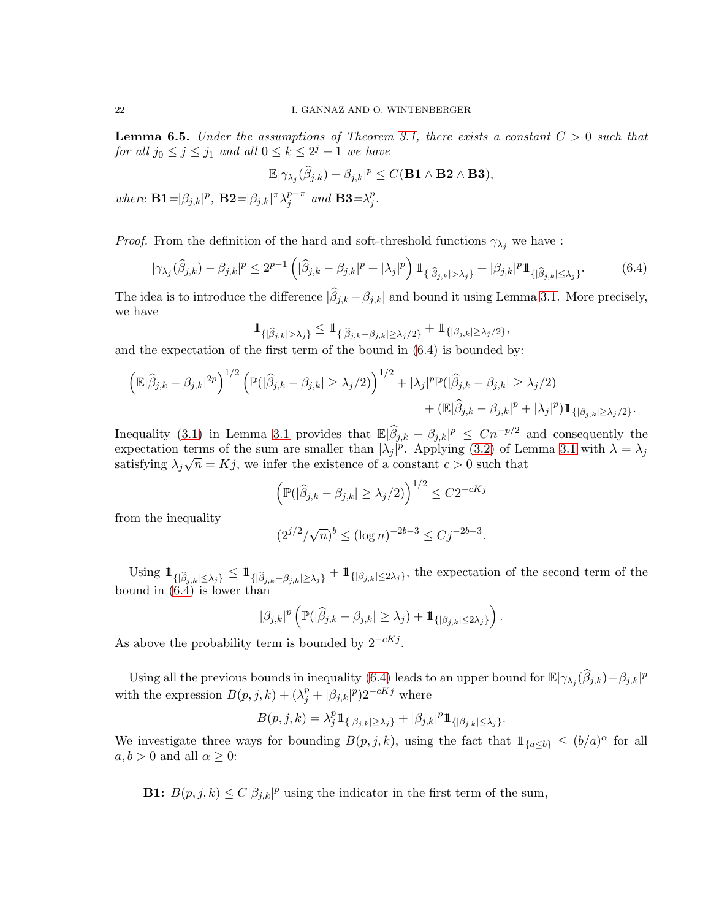**Lemma 6.5.** *Under the assumptions of Theorem 3.1, there exists a constant $C > 0$ such that for all $j_0 \leq j \leq j_1$ and all $0 \leq k \leq 2^j - 1$ we have*

$$\mathbb{E}|\gamma_{\lambda_j}(\widehat{\beta}_{j,k}) - \beta_{j,k}|^p \leq C(\mathbf{B1} \wedge \mathbf{B2} \wedge \mathbf{B3}),$$

*where* $\mathbf{B1}$=$|\beta_{j,k}|^p$, $\mathbf{B2}$=$|\beta_{j,k}|^\pi \lambda_j^{p-\pi}$ *and* $\mathbf{B3}$=$\lambda_j^p$.

*Proof.* From the definition of the hard and soft-threshold functions $\gamma_{\lambda_j}$ we have :

$$|\gamma_{\lambda_j}(\widehat{\beta}_{j,k}) - \beta_{j,k}|^p \leq 2^{p-1}\left(|\widehat{\beta}_{j,k} - \beta_{j,k}|^p + |\lambda_j|^p\right)\mathbb{1}_{\{|\widehat{\beta}_{j,k}|>\lambda_j\}} + |\beta_{j,k}|^p \mathbb{1}_{\{|\widehat{\beta}_{j,k}|\leq\lambda_j\}}. \tag{6.4}$$

The idea is to introduce the difference $|\widehat{\beta}_{j,k} - \beta_{j,k}|$ and bound it using Lemma 3.1. More precisely, we have

$$\mathbb{1}_{\{|\widehat{\beta}_{j,k}|>\lambda_j\}} \leq \mathbb{1}_{\{|\widehat{\beta}_{j,k}-\beta_{j,k}|\geq\lambda_j/2\}} + \mathbb{1}_{\{|\beta_{j,k}|\geq\lambda_j/2\}},$$

and the expectation of the first term of the bound in (6.4) is bounded by:

$$\left(\mathbb{E}|\widehat{\beta}_{j,k} - \beta_{j,k}|^{2p}\right)^{1/2}\left(\mathbb{P}(|\widehat{\beta}_{j,k} - \beta_{j,k}| \geq \lambda_j/2)\right)^{1/2} + |\lambda_j|^p \mathbb{P}(|\widehat{\beta}_{j,k} - \beta_{j,k}| \geq \lambda_j/2)$$
$$+ (\mathbb{E}|\widehat{\beta}_{j,k} - \beta_{j,k}|^p + |\lambda_j|^p)\mathbb{1}_{\{|\beta_{j,k}|\geq\lambda_j/2\}}.$$

Inequality (3.1) in Lemma 3.1 provides that $\mathbb{E}|\widehat{\beta}_{j,k} - \beta_{j,k}|^p \leq Cn^{-p/2}$ and consequently the expectation terms of the sum are smaller than $|\lambda_j|^p$. Applying (3.2) of Lemma 3.1 with $\lambda = \lambda_j$ satisfying $\lambda_j\sqrt{n} = Kj$, we infer the existence of a constant $c > 0$ such that

$$\left(\mathbb{P}(|\widehat{\beta}_{j,k} - \beta_{j,k}| \geq \lambda_j/2)\right)^{1/2} \leq C2^{-cKj}$$

from the inequality

$$(2^{j/2}/\sqrt{n})^b \leq (\log n)^{-2b-3} \leq Cj^{-2b-3}.$$

Using $\mathbb{1}_{\{|\widehat{\beta}_{j,k}|\leq\lambda_j\}} \leq \mathbb{1}_{\{|\widehat{\beta}_{j,k}-\beta_{j,k}|\geq\lambda_j\}} + \mathbb{1}_{\{|\beta_{j,k}|\leq2\lambda_j\}}$, the expectation of the second term of the bound in (6.4) is lower than

$$|\beta_{j,k}|^p\left(\mathbb{P}(|\widehat{\beta}_{j,k} - \beta_{j,k}| \geq \lambda_j) + \mathbb{1}_{\{|\beta_{j,k}|\leq2\lambda_j\}}\right).$$

As above the probability term is bounded by $2^{-cKj}$.

Using all the previous bounds in inequality (6.4) leads to an upper bound for $\mathbb{E}|\gamma_{\lambda_j}(\widehat{\beta}_{j,k}) - \beta_{j,k}|^p$ with the expression $B(p,j,k) + (\lambda_j^p + |\beta_{j,k}|^p)2^{-cKj}$ where

$$B(p,j,k) = \lambda_j^p \mathbb{1}_{\{|\beta_{j,k}|\geq\lambda_j\}} + |\beta_{j,k}|^p \mathbb{1}_{\{|\beta_{j,k}|\leq\lambda_j\}}.$$

We investigate three ways for bounding $B(p,j,k)$, using the fact that $\mathbb{1}_{\{a\leq b\}} \leq (b/a)^\alpha$ for all $a, b > 0$ and all $\alpha \geq 0$:

**B1:** $B(p,j,k) \leq C|\beta_{j,k}|^p$ using the indicator in the first term of the sum,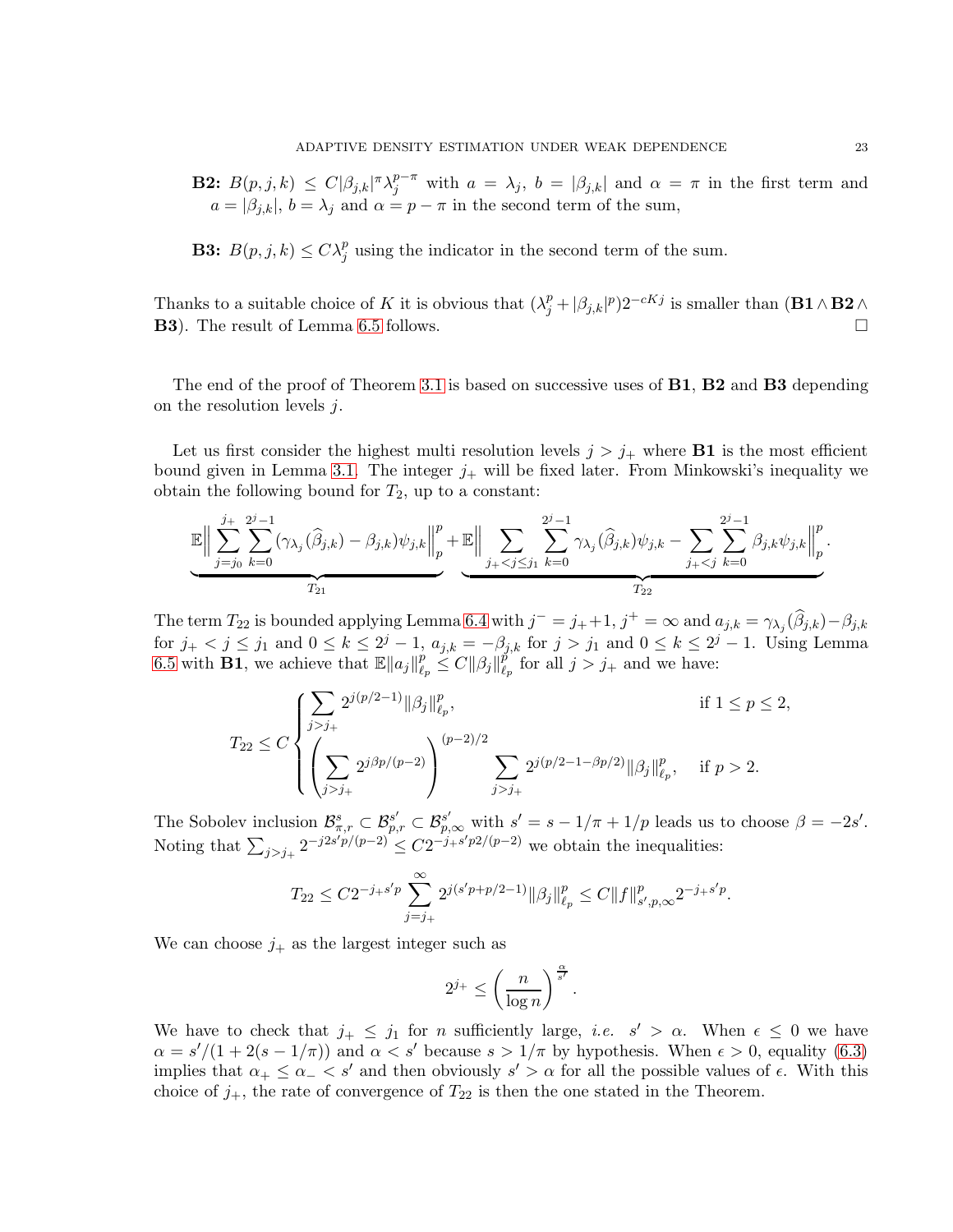**B2:** $B(p,j,k) \le C|\beta_{j,k}|^\pi \lambda_j^{p-\pi}$ with $a = \lambda_j$, $b = |\beta_{j,k}|$ and $\alpha = \pi$ in the first term and $a = |\beta_{j,k}|$, $b = \lambda_j$ and $\alpha = p - \pi$ in the second term of the sum,

**B3:** $B(p,j,k) \le C\lambda_j^p$ using the indicator in the second term of the sum.

Thanks to a suitable choice of $K$ it is obvious that $(\lambda_j^p + |\beta_{j,k}|^p)2^{-cKj}$ is smaller than ($\mathbf{B1} \wedge \mathbf{B2} \wedge \mathbf{B3}$). The result of Lemma 6.5 follows. □

The end of the proof of Theorem 3.1 is based on successive uses of **B1**, **B2** and **B3** depending on the resolution levels $j$.

Let us first consider the highest multi resolution levels $j > j_+$ where **B1** is the most efficient bound given in Lemma 3.1. The integer $j_+$ will be fixed later. From Minkowski's inequality we obtain the following bound for $T_2$, up to a constant:

$$\underbrace{\mathbb{E}\Big\|\sum_{j=j_0}^{j_+}\sum_{k=0}^{2^j-1}(\gamma_{\lambda_j}(\widehat{\beta}_{j,k})-\beta_{j,k})\psi_{j,k}\Big\|_p^p}_{T_{21}}+\underbrace{\mathbb{E}\Big\|\sum_{j_+<j\le j_1}\sum_{k=0}^{2^j-1}\gamma_{\lambda_j}(\widehat{\beta}_{j,k})\psi_{j,k}-\sum_{j_+<j}\sum_{k=0}^{2^j-1}\beta_{j,k}\psi_{j,k}\Big\|_p^p}_{T_{22}}.$$

The term $T_{22}$ is bounded applying Lemma 6.4 with $j^- = j_+ + 1$, $j^+ = \infty$ and $a_{j,k} = \gamma_{\lambda_j}(\widehat{\beta}_{j,k}) - \beta_{j,k}$ for $j_+ < j \le j_1$ and $0 \le k \le 2^j - 1$, $a_{j,k} = -\beta_{j,k}$ for $j > j_1$ and $0 \le k \le 2^j - 1$. Using Lemma 6.5 with **B1**, we achieve that $\mathbb{E}\|a_j\|_{\ell_p}^p \le C\|\beta_j\|_{\ell_p}^p$ for all $j > j_+$ and we have:

$$T_{22} \le C\begin{cases}\displaystyle\sum_{j>j_+} 2^{j(p/2-1)}\|\beta_j\|_{\ell_p}^p, & \text{if } 1 \le p \le 2,\\[2ex] \displaystyle\left(\sum_{j>j_+} 2^{j\beta p/(p-2)}\right)^{(p-2)/2}\sum_{j>j_+} 2^{j(p/2-1-\beta p/2)}\|\beta_j\|_{\ell_p}^p, & \text{if } p > 2.\end{cases}$$

The Sobolev inclusion $\mathcal{B}_{\pi,r}^s \subset \mathcal{B}_{p,r}^{s'} \subset \mathcal{B}_{p,\infty}^{s'}$ with $s' = s - 1/\pi + 1/p$ leads us to choose $\beta = -2s'$. Noting that $\sum_{j>j_+} 2^{-j2s'p/(p-2)} \le C2^{-j_+s'p2/(p-2)}$ we obtain the inequalities:

$$T_{22} \le C2^{-j_+s'p}\sum_{j=j_+}^{\infty} 2^{j(s'p+p/2-1)}\|\beta_j\|_{\ell_p}^p \le C\|f\|_{s',p,\infty}^p 2^{-j_+s'p}.$$

We can choose $j_+$ as the largest integer such as

$$2^{j_+} \le \left(\frac{n}{\log n}\right)^{\frac{\alpha}{s'}}.$$

We have to check that $j_+ \le j_1$ for $n$ sufficiently large, *i.e.* $s' > \alpha$. When $\epsilon \le 0$ we have $\alpha = s'/(1 + 2(s - 1/\pi))$ and $\alpha < s'$ because $s > 1/\pi$ by hypothesis. When $\epsilon > 0$, equality (6.3) implies that $\alpha_+ \le \alpha_- < s'$ and then obviously $s' > \alpha$ for all the possible values of $\epsilon$. With this choice of $j_+$, the rate of convergence of $T_{22}$ is then the one stated in the Theorem.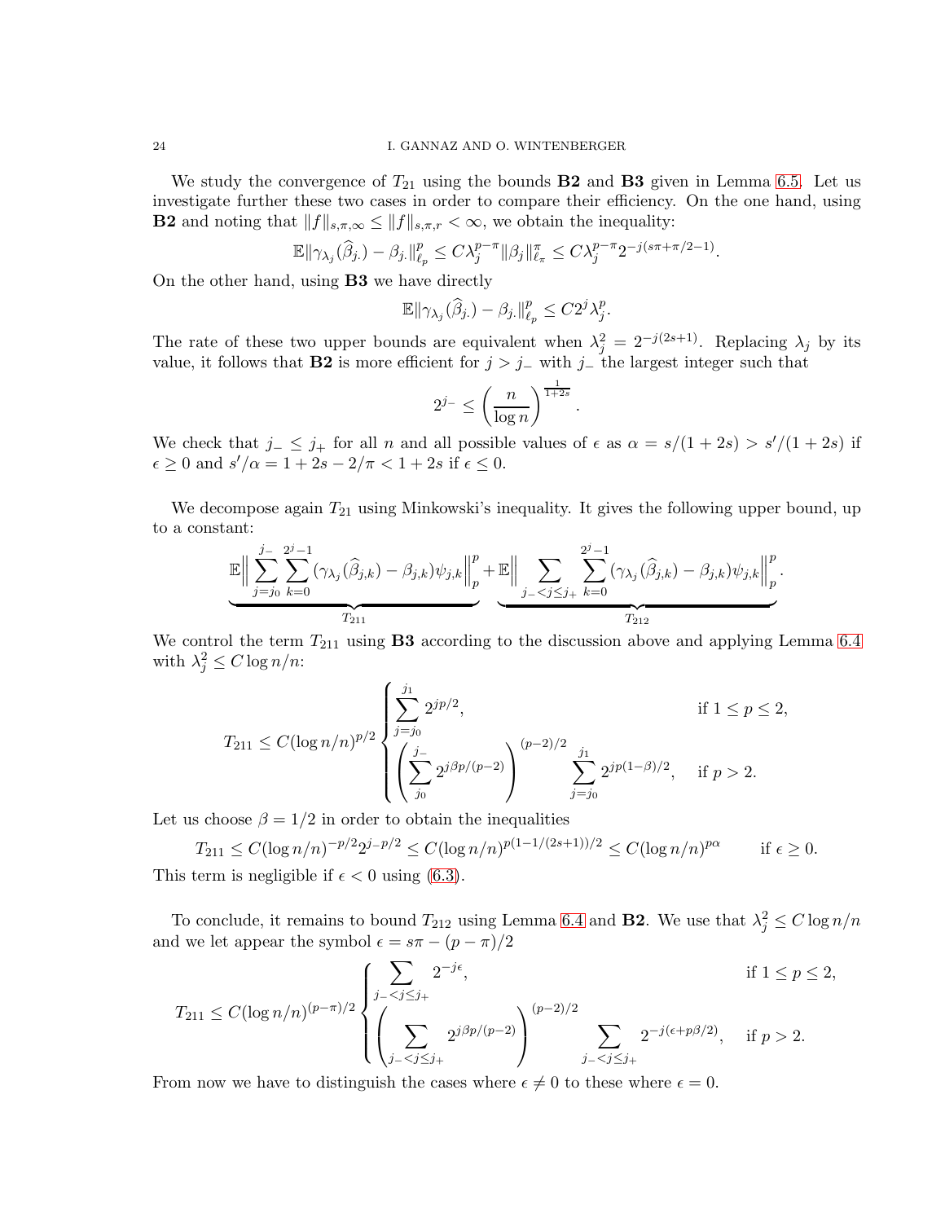We study the convergence of $T_{21}$ using the bounds **B2** and **B3** given in Lemma 6.5. Let us investigate further these two cases in order to compare their efficiency. On the one hand, using **B2** and noting that $\|f\|_{s,\pi,\infty} \le \|f\|_{s,\pi,r} < \infty$, we obtain the inequality:

$$\mathbb{E}\|\gamma_{\lambda_j}(\widehat{\beta}_{j\cdot}) - \beta_{j\cdot}\|_{\ell_p}^p \le C\lambda_j^{p-\pi}\|\beta_j\|_{\ell_\pi}^\pi \le C\lambda_j^{p-\pi}2^{-j(s\pi+\pi/2-1)}.$$

On the other hand, using **B3** we have directly

$$\mathbb{E}\|\gamma_{\lambda_j}(\widehat{\beta}_{j\cdot}) - \beta_{j\cdot}\|_{\ell_p}^p \le C2^j\lambda_j^p.$$

The rate of these two upper bounds are equivalent when $\lambda_j^2 = 2^{-j(2s+1)}$. Replacing $\lambda_j$ by its value, it follows that **B2** is more efficient for $j > j_-$ with $j_-$ the largest integer such that

$$2^{j_-} \le \left(\frac{n}{\log n}\right)^{\frac{1}{1+2s}}.$$

We check that $j_- \le j_+$ for all $n$ and all possible values of $\epsilon$ as $\alpha = s/(1+2s) > s'/(1+2s)$ if $\epsilon \ge 0$ and $s'/\alpha = 1+2s-2/\pi < 1+2s$ if $\epsilon \le 0$.

We decompose again $T_{21}$ using Minkowski's inequality. It gives the following upper bound, up to a constant:

$$\underbrace{\mathbb{E}\Big\|\sum_{j=j_0}^{j_-}\sum_{k=0}^{2^j-1}(\gamma_{\lambda_j}(\widehat{\beta}_{j,k}) - \beta_{j,k})\psi_{j,k}\Big\|_p^p}_{T_{211}} + \underbrace{\mathbb{E}\Big\|\sum_{j_-<j\le j_+}\sum_{k=0}^{2^j-1}(\gamma_{\lambda_j}(\widehat{\beta}_{j,k}) - \beta_{j,k})\psi_{j,k}\Big\|_p^p}_{T_{212}}.$$

We control the term $T_{211}$ using **B3** according to the discussion above and applying Lemma 6.4 with $\lambda_j^2 \le C\log n/n$:

$$T_{211} \le C(\log n/n)^{p/2}\begin{cases}\displaystyle\sum_{j=j_0}^{j_1}2^{jp/2}, & \text{if } 1 \le p \le 2,\\ \displaystyle\left(\sum_{j_0}^{j_-}2^{j\beta p/(p-2)}\right)^{(p-2)/2}\sum_{j=j_0}^{j_1}2^{jp(1-\beta)/2}, & \text{if } p > 2.\end{cases}$$

Let us choose $\beta = 1/2$ in order to obtain the inequalities

$$T_{211} \le C(\log n/n)^{-p/2}2^{j_-p/2} \le C(\log n/n)^{p(1-1/(2s+1))/2} \le C(\log n/n)^{p\alpha} \qquad \text{if } \epsilon \ge 0.$$

This term is negligible if $\epsilon < 0$ using (6.3).

To conclude, it remains to bound $T_{212}$ using Lemma 6.4 and **B2**. We use that $\lambda_j^2 \le C\log n/n$ and we let appear the symbol $\epsilon = s\pi - (p-\pi)/2$

$$T_{211} \le C(\log n/n)^{(p-\pi)/2}\begin{cases}\displaystyle\sum_{j_-<j\le j_+}2^{-j\epsilon}, & \text{if } 1 \le p \le 2,\\ \displaystyle\left(\sum_{j_-<j\le j_+}2^{j\beta p/(p-2)}\right)^{(p-2)/2}\sum_{j_-<j\le j_+}2^{-j(\epsilon+p\beta/2)}, & \text{if } p > 2.\end{cases}$$

From now we have to distinguish the cases where $\epsilon \ne 0$ to these where $\epsilon = 0$.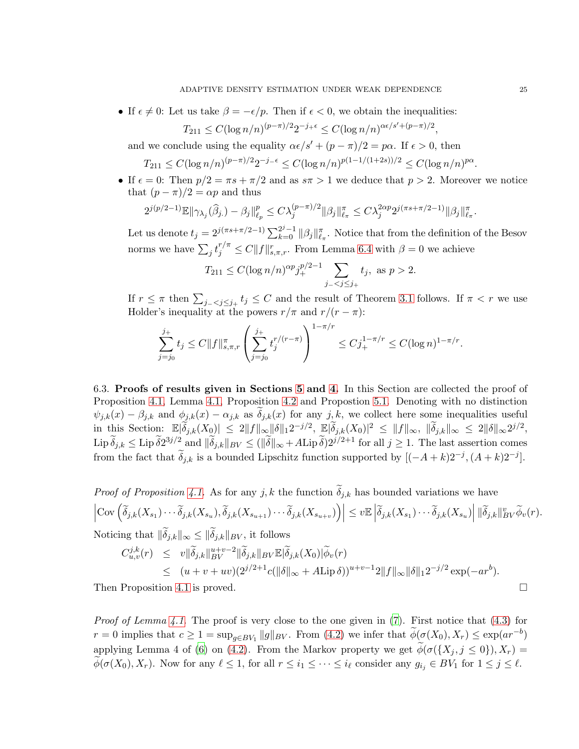- If $\epsilon \neq 0$: Let us take $\beta = -\epsilon/p$. Then if $\epsilon < 0$, we obtain the inequalities:
$$T_{211} \leq C(\log n/n)^{(p-\pi)/2} 2^{-j_+ \epsilon} \leq C(\log n/n)^{\alpha\epsilon/s' + (p-\pi)/2},$$
and we conclude using the equality $\alpha\epsilon/s' + (p-\pi)/2 = p\alpha$. If $\epsilon > 0$, then
$$T_{211} \leq C(\log n/n)^{(p-\pi)/2} 2^{-j_- \epsilon} \leq C(\log n/n)^{p(1-1/(1+2s))/2} \leq C(\log n/n)^{p\alpha}.$$
- If $\epsilon = 0$: Then $p/2 = \pi s + \pi/2$ and as $s\pi > 1$ we deduce that $p > 2$. Moreover we notice that $(p-\pi)/2 = \alpha p$ and thus
$$2^{j(p/2-1)} \mathbb{E}\|\gamma_{\lambda_j}(\widehat{\beta}_{j\cdot}) - \beta_j\|_{\ell_p}^p \leq C\lambda_j^{(p-\pi)/2} \|\beta_j\|_{\ell_\pi}^\pi \leq C\lambda_j^{2\alpha p} 2^{j(\pi s + \pi/2 - 1)} \|\beta_j\|_{\ell_\pi}^\pi.$$
Let us denote $t_j = 2^{j(\pi s + \pi/2 - 1)} \sum_{k=0}^{2^j - 1} \|\beta_j\|_{\ell_\pi}^\pi$. Notice that from the definition of the Besov norms we have $\sum_j t_j^{r/\pi} \leq C\|f\|_{s,\pi,r}^r$. From Lemma 6.4 with $\beta = 0$ we achieve
$$T_{211} \leq C(\log n/n)^{\alpha p} j_+^{p/2-1} \sum_{j_- < j \leq j_+} t_j, \text{ as } p > 2.$$
If $r \leq \pi$ then $\sum_{j_- < j \leq j_+} t_j \leq C$ and the result of Theorem 3.1 follows. If $\pi < r$ we use Holder's inequality at the powers $r/\pi$ and $r/(r-\pi)$:
$$\sum_{j=j_0}^{j_+} t_j \leq C\|f\|_{s,\pi,r}^\pi \left( \sum_{j=j_0}^{j_+} t_j^{r/(r-\pi)} \right)^{1-\pi/r} \leq C j_+^{1-\pi/r} \leq C(\log n)^{1-\pi/r}.$$

6.3. **Proofs of results given in Sections 5 and 4.** In this Section are collected the proof of Proposition 4.1, Lemma 4.1, Proposition 4.2 and Propostion 5.1. Denoting with no distinction $\psi_{j,k}(x) - \beta_{j,k}$ and $\phi_{j,k}(x) - \alpha_{j,k}$ as $\widetilde{\delta}_{j,k}(x)$ for any $j,k$, we collect here some inequalities useful in this Section: $\mathbb{E}|\widetilde{\delta}_{j,k}(X_0)| \leq 2\|f\|_\infty \|\delta\|_1 2^{-j/2}$, $\mathbb{E}|\widetilde{\delta}_{j,k}(X_0)|^2 \leq \|f\|_\infty$, $\|\widetilde{\delta}_{j,k}\|_\infty \leq 2\|\delta\|_\infty 2^{j/2}$, $\operatorname{Lip} \widetilde{\delta}_{j,k} \leq \operatorname{Lip} \widetilde{\delta} 2^{3j/2}$ and $\|\widetilde{\delta}_{j,k}\|_{BV} \leq (\|\widetilde{\delta}\|_\infty + A \operatorname{Lip} \widetilde{\delta}) 2^{j/2+1}$ for all $j \geq 1$. The last assertion comes from the fact that $\widetilde{\delta}_{j,k}$ is a bounded Lipschitz function supported by $[(-A+k)2^{-j}, (A+k)2^{-j}]$.

*Proof of Proposition 4.1.* As for any $j,k$ the function $\widetilde{\delta}_{j,k}$ has bounded variations we have
$$\left| \operatorname{Cov}\left( \widetilde{\delta}_{j,k}(X_{s_1}) \cdots \widetilde{\delta}_{j,k}(X_{s_u}), \widetilde{\delta}_{j,k}(X_{s_{u+1}}) \cdots \widetilde{\delta}_{j,k}(X_{s_{u+v}}) \right) \right| \leq v \mathbb{E} \left| \widetilde{\delta}_{j,k}(X_{s_1}) \cdots \widetilde{\delta}_{j,k}(X_{s_u}) \right| \|\widetilde{\delta}_{j,k}\|_{BV}^v \widetilde{\phi}_v(r).$$
Noticing that $\|\widetilde{\delta}_{j,k}\|_\infty \leq \|\widetilde{\delta}_{j,k}\|_{BV}$, it follows
$$\begin{aligned} C_{u,v}^{j,k}(r) &\leq v\|\widetilde{\delta}_{j,k}\|_{BV}^{u+v-2} \|\widetilde{\delta}_{j,k}\|_{BV} \mathbb{E}|\widetilde{\delta}_{j,k}(X_0)| \widetilde{\phi}_v(r) \\ &\leq (u+v+uv)(2^{j/2+1} c(\|\delta\|_\infty + A \operatorname{Lip} \delta))^{u+v-1} 2\|f\|_\infty \|\delta\|_1 2^{-j/2} \exp(-ar^b). \end{aligned}$$
Then Proposition 4.1 is proved. $\square$

*Proof of Lemma 4.1.* The proof is very close to the one given in (7). First notice that (4.3) for $r = 0$ implies that $c \geq 1 = \sup_{g \in BV_1} \|g\|_{BV}$. From (4.2) we infer that $\widetilde{\phi}(\sigma(X_0), X_r) \leq \exp(ar^{-b})$ applying Lemma 4 of (6) on (4.2). From the Markov property we get $\widetilde{\phi}(\sigma(\{X_j, j \leq 0\}), X_r) = \widetilde{\phi}(\sigma(X_0), X_r)$. Now for any $\ell \leq 1$, for all $r \leq i_1 \leq \cdots \leq i_\ell$ consider any $g_{i_j} \in BV_1$ for $1 \leq j \leq \ell$.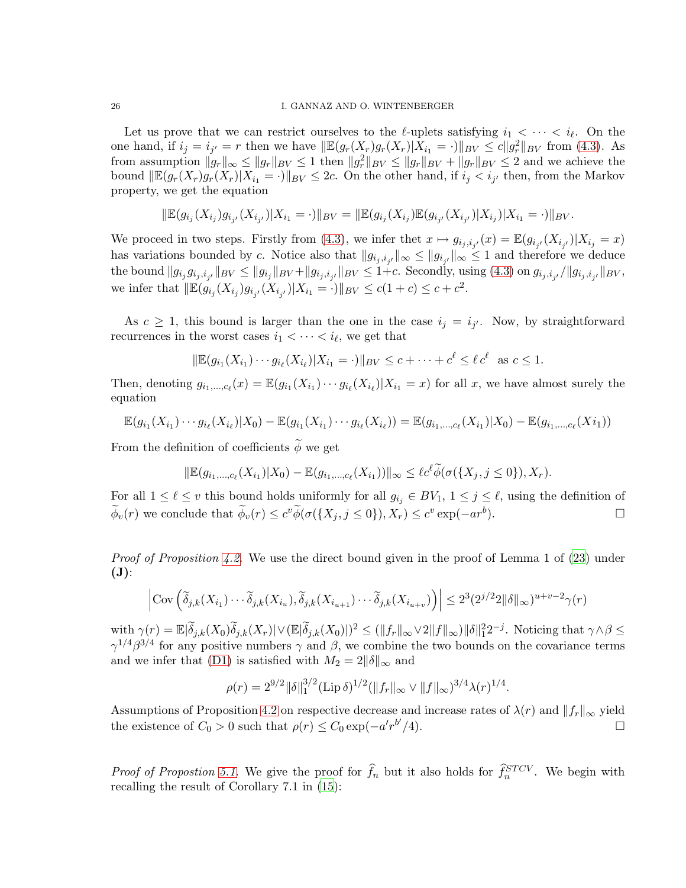Let us prove that we can restrict ourselves to the $\ell$-uplets satisfying $i_1 < \cdots < i_\ell$. On the one hand, if $i_j = i_{j'} = r$ then we have $\|\mathbb{E}(g_r(X_r)g_r(X_r)|X_{i_1} = \cdot)\|_{BV} \le c\|g_r^2\|_{BV}$ from (4.3). As from assumption $\|g_r\|_\infty \le \|g_r\|_{BV} \le 1$ then $\|g_r^2\|_{BV} \le \|g_r\|_{BV} + \|g_r\|_{BV} \le 2$ and we achieve the bound $\|\mathbb{E}(g_r(X_r)g_r(X_r)|X_{i_1} = \cdot)\|_{BV} \le 2c$. On the other hand, if $i_j < i_{j'}$ then, from the Markov property, we get the equation

$$\|\mathbb{E}(g_{i_j}(X_{i_j})g_{i_{j'}}(X_{i_{j'}})|X_{i_1} = \cdot)\|_{BV} = \|\mathbb{E}(g_{i_j}(X_{i_j})\mathbb{E}(g_{i_{j'}}(X_{i_{j'}})|X_{i_j})|X_{i_1} = \cdot)\|_{BV}.$$

We proceed in two steps. Firstly from (4.3), we infer thet $x \mapsto g_{i_j,i_{j'}}(x) = \mathbb{E}(g_{i_{j'}}(X_{i_{j'}})|X_{i_j} = x)$ has variations bounded by $c$. Notice also that $\|g_{i_j,i_{j'}}\|_\infty \le \|g_{i_{j'}}\|_\infty \le 1$ and therefore we deduce the bound $\|g_{i_j}g_{i_j,i_{j'}}\|_{BV} \le \|g_{i_j}\|_{BV} + \|g_{i_j,i_{j'}}\|_{BV} \le 1+c$. Secondly, using (4.3) on $g_{i_j,i_{j'}}/\|g_{i_j,i_{j'}}\|_{BV}$, we infer that $\|\mathbb{E}(g_{i_j}(X_{i_j})g_{i_{j'}}(X_{i_{j'}})|X_{i_1} = \cdot)\|_{BV} \le c(1+c) \le c + c^2$.

As $c \ge 1$, this bound is larger than the one in the case $i_j = i_{j'}$. Now, by straightforward recurrences in the worst cases $i_1 < \cdots < i_\ell$, we get that

$$\|\mathbb{E}(g_{i_1}(X_{i_1}) \cdots g_{i_\ell}(X_{i_\ell})|X_{i_1} = \cdot)\|_{BV} \le c + \cdots + c^\ell \le \ell\, c^\ell \quad \text{as } c \le 1.$$

Then, denoting $g_{i_1,\ldots,c_\ell}(x) = \mathbb{E}(g_{i_1}(X_{i_1}) \cdots g_{i_\ell}(X_{i_\ell})|X_{i_1} = x)$ for all $x$, we have almost surely the equation

$$\mathbb{E}(g_{i_1}(X_{i_1}) \cdots g_{i_\ell}(X_{i_\ell})|X_0) - \mathbb{E}(g_{i_1}(X_{i_1}) \cdots g_{i_\ell}(X_{i_\ell})) = \mathbb{E}(g_{i_1,\ldots,c_\ell}(X_{i_1})|X_0) - \mathbb{E}(g_{i_1,\ldots,c_\ell}(Xi_1))$$

From the definition of coefficients $\widetilde{\phi}$ we get

$$\|\mathbb{E}(g_{i_1,\ldots,c_\ell}(X_{i_1})|X_0) - \mathbb{E}(g_{i_1,\ldots,c_\ell}(X_{i_1}))\|_\infty \le \ell c^\ell \widetilde{\phi}(\sigma(\{X_j, j \le 0\}), X_r).$$

For all $1 \le \ell \le v$ this bound holds uniformly for all $g_{i_j} \in BV_1$, $1 \le j \le \ell$, using the definition of $\widetilde{\phi}_v(r)$ we conclude that $\widetilde{\phi}_v(r) \le c^v \widetilde{\phi}(\sigma(\{X_j, j \le 0\}), X_r) \le c^v \exp(-ar^b)$. □

*Proof of Proposition 4.2.* We use the direct bound given in the proof of Lemma 1 of (23) under **(J)**:

$$\left|\mathrm{Cov}\left(\widetilde{\delta}_{j,k}(X_{i_1}) \cdots \widetilde{\delta}_{j,k}(X_{i_u}), \widetilde{\delta}_{j,k}(X_{i_{u+1}}) \cdots \widetilde{\delta}_{j,k}(X_{i_{u+v}})\right)\right| \le 2^3(2^{j/2}2\|\delta\|_\infty)^{u+v-2}\gamma(r)$$

with $\gamma(r) = \mathbb{E}|\widetilde{\delta}_{j,k}(X_0)\widetilde{\delta}_{j,k}(X_r)| \vee (\mathbb{E}|\widetilde{\delta}_{j,k}(X_0)|)^2 \le (\|f_r\|_\infty \vee 2\|f\|_\infty)\|\delta\|_1^2 2^{-j}$. Noticing that $\gamma \wedge \beta \le \gamma^{1/4}\beta^{3/4}$ for any positive numbers $\gamma$ and $\beta$, we combine the two bounds on the covariance terms and we infer that (D1) is satisfied with $M_2 = 2\|\delta\|_\infty$ and

$$\rho(r) = 2^{9/2}\|\delta\|_1^{3/2}(\mathrm{Lip}\,\delta)^{1/2}(\|f_r\|_\infty \vee \|f\|_\infty)^{3/4}\lambda(r)^{1/4}.$$

Assumptions of Proposition 4.2 on respective decrease and increase rates of $\lambda(r)$ and $\|f_r\|_\infty$ yield the existence of $C_0 > 0$ such that $\rho(r) \le C_0 \exp(-a'r^{b'}/4)$. □

*Proof of Propostion 5.1.* We give the proof for $\widehat{f}_n$ but it also holds for $\widehat{f}_n^{STCV}$. We begin with recalling the result of Corollary 7.1 in (15):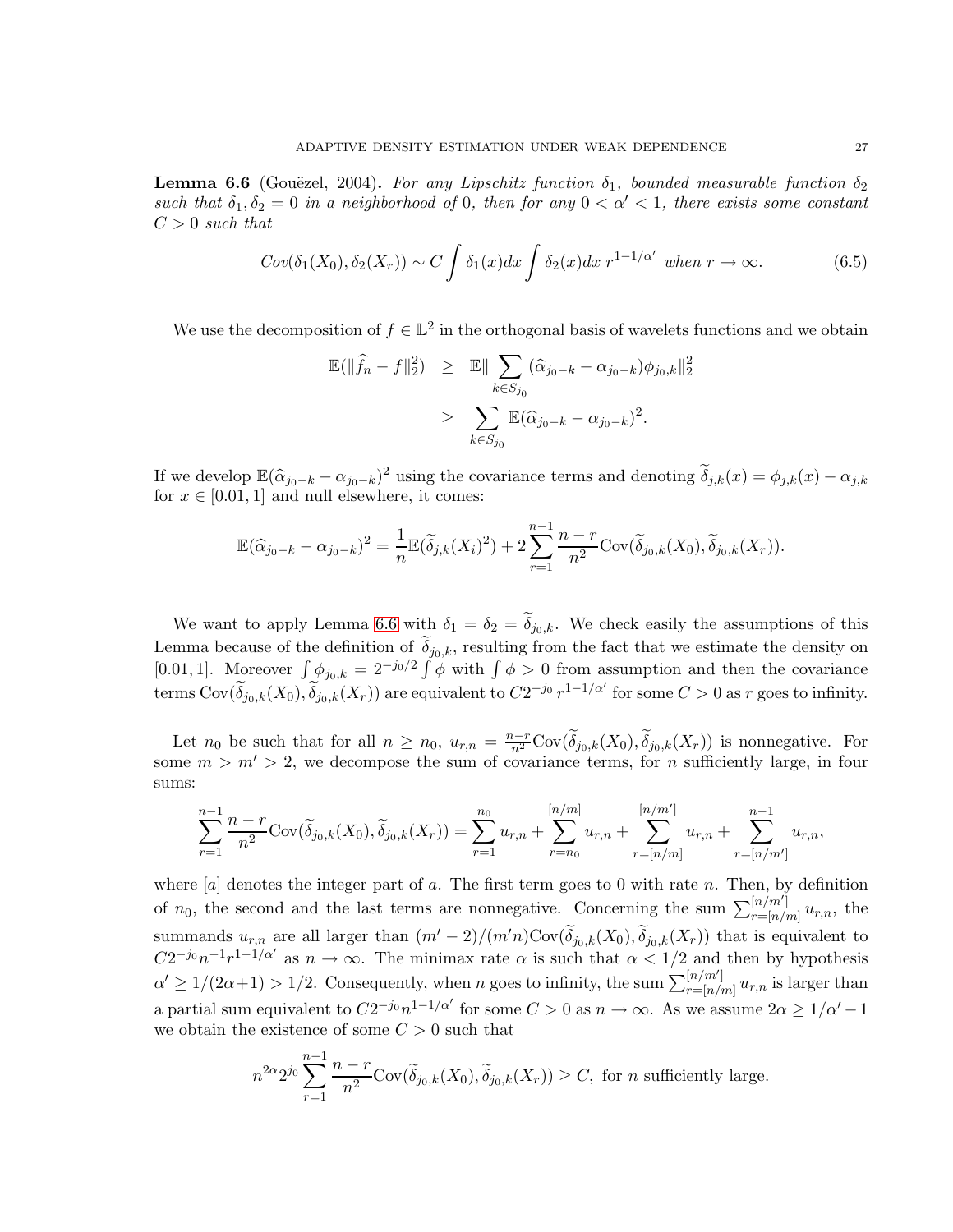**Lemma 6.6** (Gouëzel, 2004)**.** *For any Lipschitz function $\delta_1$, bounded measurable function $\delta_2$ such that $\delta_1, \delta_2 = 0$ in a neighborhood of 0, then for any $0 < \alpha' < 1$, there exists some constant $C > 0$ such that*

$$Cov(\delta_1(X_0), \delta_2(X_r)) \sim C \int \delta_1(x)dx \int \delta_2(x)dx \; r^{1-1/\alpha'} \text{ when } r \to \infty. \tag{6.5}$$

We use the decomposition of $f \in \mathbb{L}^2$ in the orthogonal basis of wavelets functions and we obtain

$$\begin{aligned}
\mathbb{E}(\|\widehat{f}_n - f\|_2^2) &\geq \mathbb{E}\| \sum_{k \in S_{j_0}} (\widehat{\alpha}_{j_0-k} - \alpha_{j_0-k})\phi_{j_0,k}\|_2^2 \\
&\geq \sum_{k \in S_{j_0}} \mathbb{E}(\widehat{\alpha}_{j_0-k} - \alpha_{j_0-k})^2.
\end{aligned}$$

If we develop $\mathbb{E}(\widehat{\alpha}_{j_0-k} - \alpha_{j_0-k})^2$ using the covariance terms and denoting $\widetilde{\delta}_{j,k}(x) = \phi_{j,k}(x) - \alpha_{j,k}$ for $x \in [0.01, 1]$ and null elsewhere, it comes:

$$\mathbb{E}(\widehat{\alpha}_{j_0-k} - \alpha_{j_0-k})^2 = \frac{1}{n}\mathbb{E}(\widetilde{\delta}_{j,k}(X_i)^2) + 2\sum_{r=1}^{n-1} \frac{n-r}{n^2} \text{Cov}(\widetilde{\delta}_{j_0,k}(X_0), \widetilde{\delta}_{j_0,k}(X_r)).$$

We want to apply Lemma 6.6 with $\delta_1 = \delta_2 = \widetilde{\delta}_{j_0,k}$. We check easily the assumptions of this Lemma because of the definition of $\widetilde{\delta}_{j_0,k}$, resulting from the fact that we estimate the density on $[0.01, 1]$. Moreover $\int \phi_{j_0,k} = 2^{-j_0/2} \int \phi$ with $\int \phi > 0$ from assumption and then the covariance terms $\text{Cov}(\widetilde{\delta}_{j_0,k}(X_0), \widetilde{\delta}_{j_0,k}(X_r))$ are equivalent to $C2^{-j_0} r^{1-1/\alpha'}$ for some $C > 0$ as $r$ goes to infinity.

Let $n_0$ be such that for all $n \geq n_0$, $u_{r,n} = \frac{n-r}{n^2}\text{Cov}(\widetilde{\delta}_{j_0,k}(X_0), \widetilde{\delta}_{j_0,k}(X_r))$ is nonnegative. For some $m > m' > 2$, we decompose the sum of covariance terms, for $n$ sufficiently large, in four sums:

$$\sum_{r=1}^{n-1} \frac{n-r}{n^2} \text{Cov}(\widetilde{\delta}_{j_0,k}(X_0), \widetilde{\delta}_{j_0,k}(X_r)) = \sum_{r=1}^{n_0} u_{r,n} + \sum_{r=n_0}^{[n/m]} u_{r,n} + \sum_{r=[n/m]}^{[n/m']} u_{r,n} + \sum_{r=[n/m']}^{n-1} u_{r,n},$$

where $[a]$ denotes the integer part of $a$. The first term goes to 0 with rate $n$. Then, by definition of $n_0$, the second and the last terms are nonnegative. Concerning the sum $\sum_{r=[n/m]}^{[n/m']} u_{r,n}$, the summands $u_{r,n}$ are all larger than $(m'-2)/(m'n)\text{Cov}(\widetilde{\delta}_{j_0,k}(X_0), \widetilde{\delta}_{j_0,k}(X_r))$ that is equivalent to $C2^{-j_0}n^{-1}r^{1-1/\alpha'}$ as $n \to \infty$. The minimax rate $\alpha$ is such that $\alpha < 1/2$ and then by hypothesis $\alpha' \geq 1/(2\alpha+1) > 1/2$. Consequently, when $n$ goes to infinity, the sum $\sum_{r=[n/m]}^{[n/m']} u_{r,n}$ is larger than a partial sum equivalent to $C2^{-j_0}n^{1-1/\alpha'}$ for some $C > 0$ as $n \to \infty$. As we assume $2\alpha \geq 1/\alpha' - 1$ we obtain the existence of some $C > 0$ such that

$$n^{2\alpha} 2^{j_0} \sum_{r=1}^{n-1} \frac{n-r}{n^2} \text{Cov}(\widetilde{\delta}_{j_0,k}(X_0), \widetilde{\delta}_{j_0,k}(X_r)) \geq C, \text{ for } n \text{ sufficiently large.}$$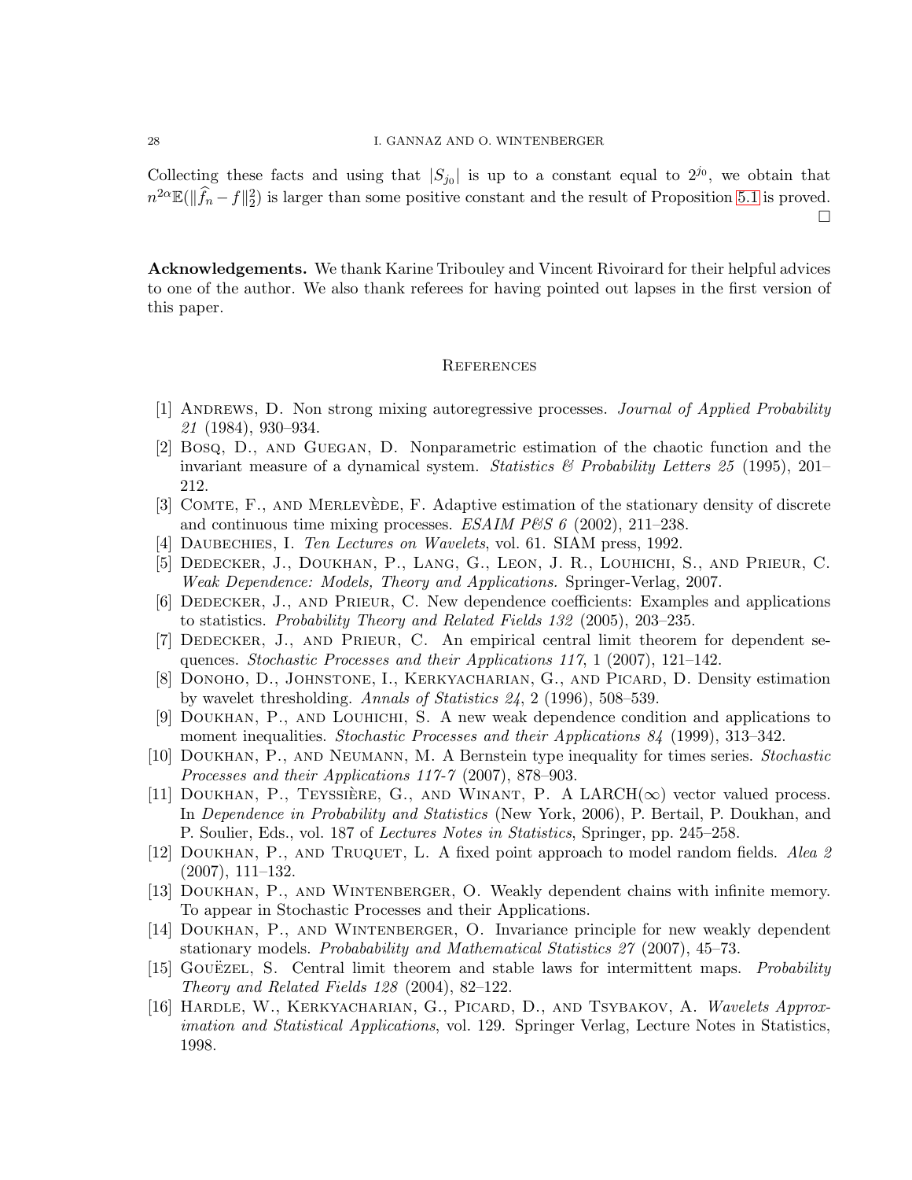Collecting these facts and using that $|S_{j_0}|$ is up to a constant equal to $2^{j_0}$, we obtain that $n^{2\alpha}\mathbb{E}(\|\widehat{f}_n - f\|_2^2)$ is larger than some positive constant and the result of Proposition 5.1 is proved. $\square$

**Acknowledgements.** We thank Karine Tribouley and Vincent Rivoirard for their helpful advices to one of the author. We also thank referees for having pointed out lapses in the first version of this paper.

## References

[1] Andrews, D. Non strong mixing autoregressive processes. *Journal of Applied Probability 21* (1984), 930–934.

[2] Bosq, D., and Guegan, D. Nonparametric estimation of the chaotic function and the invariant measure of a dynamical system. *Statistics & Probability Letters 25* (1995), 201–212.

[3] Comte, F., and Merlevède, F. Adaptive estimation of the stationary density of discrete and continuous time mixing processes. *ESAIM P&S 6* (2002), 211–238.

[4] Daubechies, I. *Ten Lectures on Wavelets*, vol. 61. SIAM press, 1992.

[5] Dedecker, J., Doukhan, P., Lang, G., Leon, J. R., Louhichi, S., and Prieur, C. *Weak Dependence: Models, Theory and Applications.* Springer-Verlag, 2007.

[6] Dedecker, J., and Prieur, C. New dependence coefficients: Examples and applications to statistics. *Probability Theory and Related Fields 132* (2005), 203–235.

[7] Dedecker, J., and Prieur, C. An empirical central limit theorem for dependent sequences. *Stochastic Processes and their Applications 117*, 1 (2007), 121–142.

[8] Donoho, D., Johnstone, I., Kerkyacharian, G., and Picard, D. Density estimation by wavelet thresholding. *Annals of Statistics 24*, 2 (1996), 508–539.

[9] Doukhan, P., and Louhichi, S. A new weak dependence condition and applications to moment inequalities. *Stochastic Processes and their Applications 84* (1999), 313–342.

[10] Doukhan, P., and Neumann, M. A Bernstein type inequality for times series. *Stochastic Processes and their Applications 117-7* (2007), 878–903.

[11] Doukhan, P., Teyssière, G., and Winant, P. A LARCH($\infty$) vector valued process. In *Dependence in Probability and Statistics* (New York, 2006), P. Bertail, P. Doukhan, and P. Soulier, Eds., vol. 187 of *Lectures Notes in Statistics*, Springer, pp. 245–258.

[12] Doukhan, P., and Truquet, L. A fixed point approach to model random fields. *Alea 2* (2007), 111–132.

[13] Doukhan, P., and Wintenberger, O. Weakly dependent chains with infinite memory. To appear in Stochastic Processes and their Applications.

[14] Doukhan, P., and Wintenberger, O. Invariance principle for new weakly dependent stationary models. *Probabability and Mathematical Statistics 27* (2007), 45–73.

[15] Gouëzel, S. Central limit theorem and stable laws for intermittent maps. *Probability Theory and Related Fields 128* (2004), 82–122.

[16] Hardle, W., Kerkyacharian, G., Picard, D., and Tsybakov, A. *Wavelets Approximation and Statistical Applications*, vol. 129. Springer Verlag, Lecture Notes in Statistics, 1998.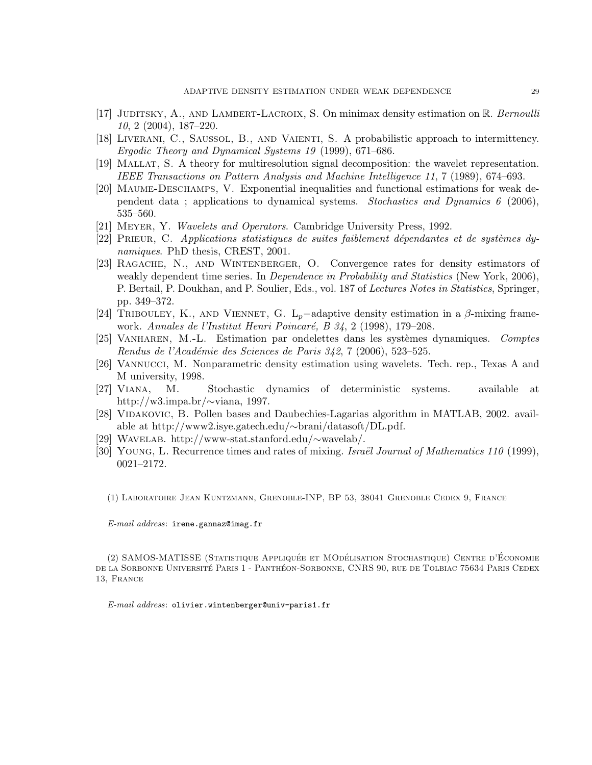[17] Juditsky, A., and Lambert-Lacroix, S. On minimax density estimation on $\mathbb{R}$. *Bernoulli 10*, 2 (2004), 187–220.

[18] Liverani, C., Saussol, B., and Vaienti, S. A probabilistic approach to intermittency. *Ergodic Theory and Dynamical Systems 19* (1999), 671–686.

[19] Mallat, S. A theory for multiresolution signal decomposition: the wavelet representation. *IEEE Transactions on Pattern Analysis and Machine Intelligence 11*, 7 (1989), 674–693.

[20] Maume-Deschamps, V. Exponential inequalities and functional estimations for weak dependent data ; applications to dynamical systems. *Stochastics and Dynamics 6* (2006), 535–560.

[21] Meyer, Y. *Wavelets and Operators*. Cambridge University Press, 1992.

[22] Prieur, C. *Applications statistiques de suites faiblement dépendantes et de systèmes dynamiques*. PhD thesis, CREST, 2001.

[23] Ragache, N., and Wintenberger, O. Convergence rates for density estimators of weakly dependent time series. In *Dependence in Probability and Statistics* (New York, 2006), P. Bertail, P. Doukhan, and P. Soulier, Eds., vol. 187 of *Lectures Notes in Statistics*, Springer, pp. 349–372.

[24] Tribouley, K., and Viennet, G. $L_p$−adaptive density estimation in a $\beta$-mixing framework. *Annales de l'Institut Henri Poincaré, B 34*, 2 (1998), 179–208.

[25] Vanharen, M.-L. Estimation par ondelettes dans les systèmes dynamiques. *Comptes Rendus de l'Académie des Sciences de Paris 342*, 7 (2006), 523–525.

[26] Vannucci, M. Nonparametric density estimation using wavelets. Tech. rep., Texas A and M university, 1998.

[27] Viana, M. Stochastic dynamics of deterministic systems. available at http://w3.impa.br/∼viana, 1997.

[28] Vidakovic, B. Pollen bases and Daubechies-Lagarias algorithm in MATLAB, 2002. available at http://www2.isye.gatech.edu/∼brani/datasoft/DL.pdf.

[29] Wavelab. http://www-stat.stanford.edu/∼wavelab/.

[30] Young, L. Recurrence times and rates of mixing. *Israël Journal of Mathematics 110* (1999), 0021–2172.

(1) Laboratoire Jean Kuntzmann, Grenoble-INP, BP 53, 38041 Grenoble Cedex 9, France

*E-mail address*: `irene.gannaz@imag.fr`

(2) SAMOS-MATISSE (Statistique Appliquée et MOdélisation Stochastique) Centre d'Économie de la Sorbonne Université Paris 1 - Panthéon-Sorbonne, CNRS 90, rue de Tolbiac 75634 Paris Cedex 13, France

*E-mail address*: `olivier.wintenberger@univ-paris1.fr`